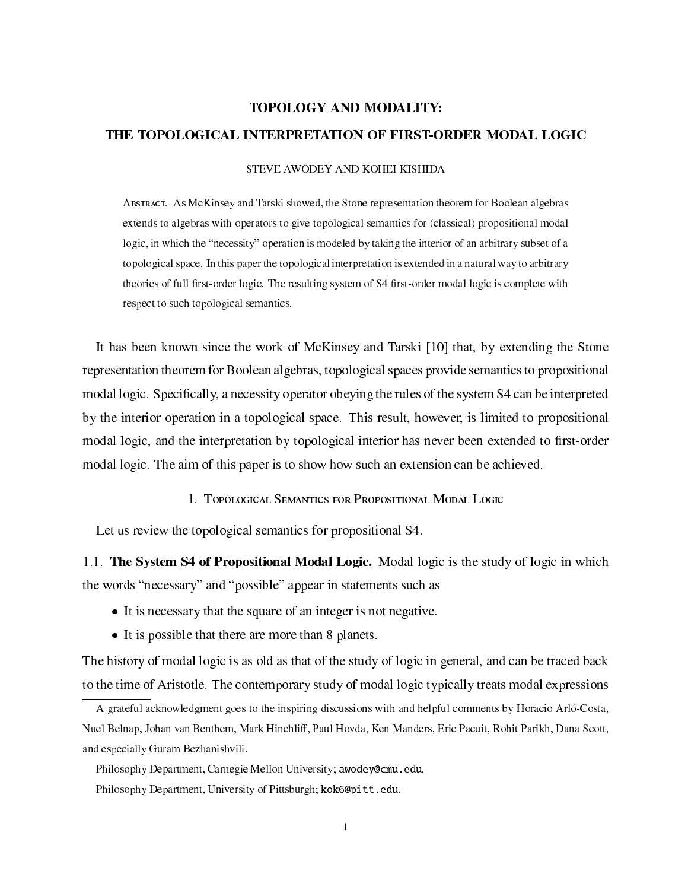# TOPOLOGY AND MODALITY: THE TOPOLOGICAL INTERPRETATION OF FIRST-ORDER MODAL LOGIC

STEVE AWODEY AND KOHEI KISHIDA

ABSTRACT. As McKinsey and Tarski showed, the Stone representation theorem for Boolean algebras extends to algebras with operators to give topological semantics for (classical) propositional modal logic, in which the "necessity" operation is modeled by taking the interior of an arbitrary subset of a topological space. In this paper the topological interpretation is extended in a natural way to arbitrary theories of full first-order logic. The resulting system of S4 first-order modal logic is complete with respect to such topological semantics.

It has been known since the work of McKinsey and Tarski [10] that, by extending the Stone representation theorem for Boolean algebras, topological spaces provide semantics to propositional modal logic. Specifically, a necessity operator obeying the rules of the system S4 can be interpreted by the interior operation in a topological space. This result, however, is limited to propositional modal logic, and the interpretation by topological interior has never been extended to first-order modal logic. The aim of this paper is to show how such an extension can be achieved.

## 1. Topological Semantics for Propositional Modal Logic

Let us review the topological semantics for propositional S4.

### 1.1. The System S4 of Propositional Modal Logic.

Modal logic is the study of logic in which the words "necessary" and "possible" appear in statements such as

- It is necessary that the square of an integer is not negative.
- It is possible that there are more than 8 planets.

The history of modal logic is as old as that of the study of logic in general, and can be traced back to the time of Aristotle. The contemporary study of modal logic typically treats modal expressions

---

A grateful acknowledgment goes to the inspiring discussions with and helpful comments by Horacio Arló-Costa, Nuel Belnap, Johan van Benthem, Mark Hinchliff, Paul Hovda, Ken Manders, Eric Pacuit, Rohit Parikh, Dana Scott, and especially Guram Bezhanishvili.

Philosophy Department, Carnegie Mellon University; awodey@cmu.edu.

Philosophy Department, University of Pittsburgh; kok6@pitt.edu.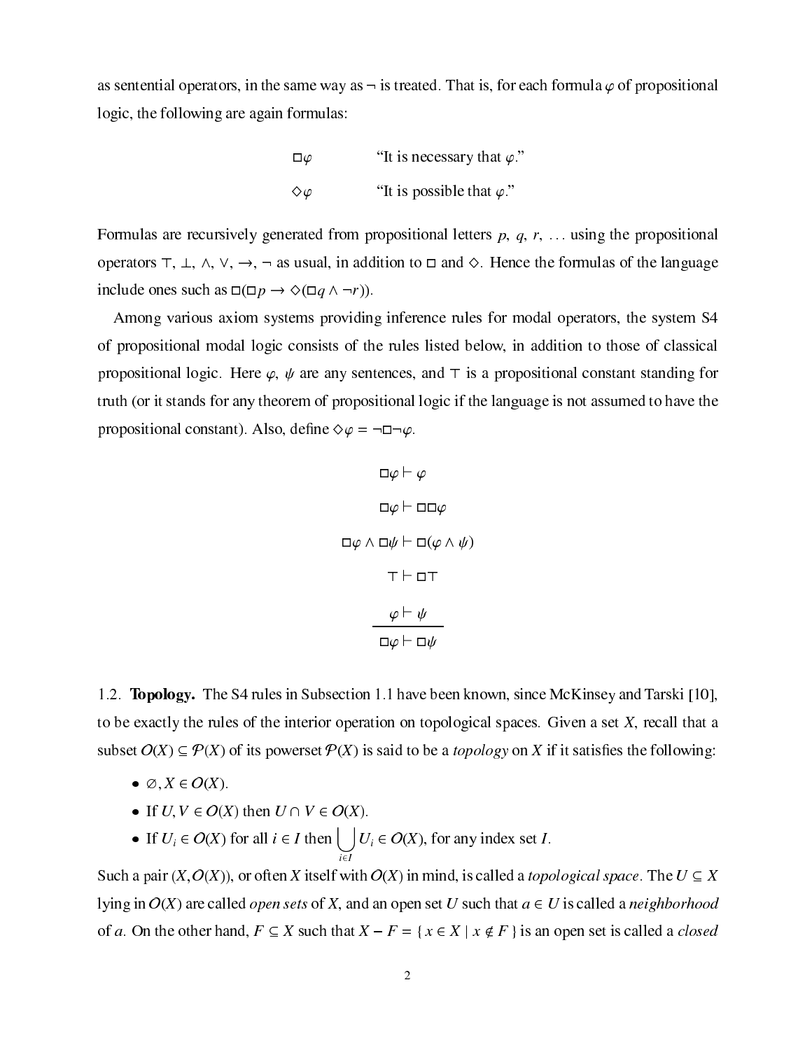as sentential operators, in the same way as $\neg$ is treated. That is, for each formula $\varphi$ of propositional logic, the following are again formulas:

$$\Box\varphi \qquad \text{“It is necessary that } \varphi\text{.”}$$

$$\Diamond\varphi \qquad \text{“It is possible that } \varphi\text{.”}$$

Formulas are recursively generated from propositional letters $p$, $q$, $r$, ... using the propositional operators $\top$, $\bot$, $\wedge$, $\vee$, $\rightarrow$, $\neg$ as usual, in addition to $\Box$ and $\Diamond$. Hence the formulas of the language include ones such as $\Box(\Box p \rightarrow \Diamond(\Box q \wedge \neg r))$.

Among various axiom systems providing inference rules for modal operators, the system S4 of propositional modal logic consists of the rules listed below, in addition to those of classical propositional logic. Here $\varphi$, $\psi$ are any sentences, and $\top$ is a propositional constant standing for truth (or it stands for any theorem of propositional logic if the language is not assumed to have the propositional constant). Also, define $\Diamond\varphi = \neg\Box\neg\varphi$.

$$\Box\varphi \vdash \varphi$$

$$\Box\varphi \vdash \Box\Box\varphi$$

$$\Box\varphi \wedge \Box\psi \vdash \Box(\varphi \wedge \psi)$$

$$\top \vdash \Box\top$$

$$\frac{\varphi \vdash \psi}{\Box\varphi \vdash \Box\psi}$$

1.2. **Topology.** The S4 rules in Subsection 1.1 have been known, since McKinsey and Tarski [10], to be exactly the rules of the interior operation on topological spaces. Given a set $X$, recall that a subset $O(X) \subseteq \mathcal{P}(X)$ of its powerset $\mathcal{P}(X)$ is said to be a *topology* on $X$ if it satisfies the following:

- $\varnothing, X \in O(X)$.
- If $U, V \in O(X)$ then $U \cap V \in O(X)$.
- If $U_i \in O(X)$ for all $i \in I$ then $\bigcup_{i \in I} U_i \in O(X)$, for any index set $I$.

Such a pair $(X, O(X))$, or often $X$ itself with $O(X)$ in mind, is called a *topological space*. The $U \subseteq X$ lying in $O(X)$ are called *open sets* of $X$, and an open set $U$ such that $a \in U$ is called a *neighborhood* of $a$. On the other hand, $F \subseteq X$ such that $X - F = \{\, x \in X \mid x \notin F \,\}$ is an open set is called a *closed*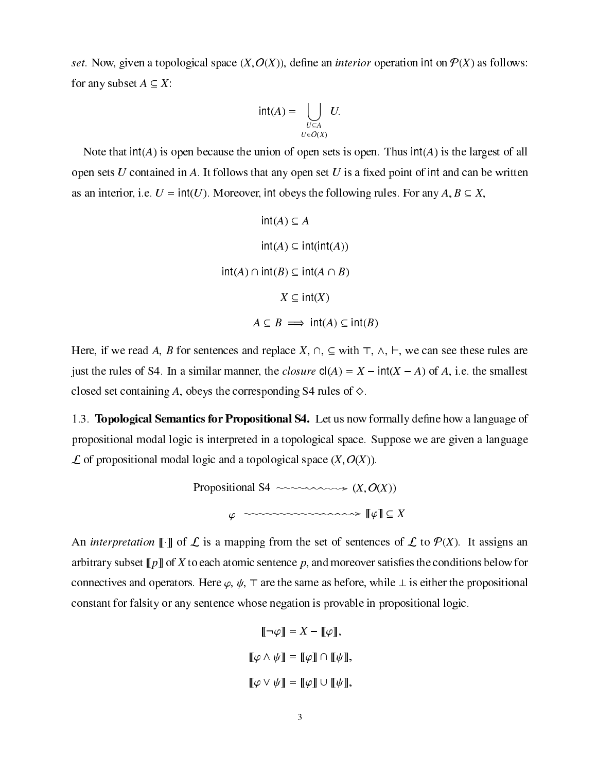*set*. Now, given a topological space $(X, \mathcal{O}(X))$, define an *interior* operation $\mathsf{int}$ on $\mathcal{P}(X)$ as follows: for any subset $A \subseteq X$:

$$\mathsf{int}(A) = \bigcup_{\substack{U \subseteq A \\ U \in \mathcal{O}(X)}} U.$$

Note that $\mathsf{int}(A)$ is open because the union of open sets is open. Thus $\mathsf{int}(A)$ is the largest of all open sets $U$ contained in $A$. It follows that any open set $U$ is a fixed point of $\mathsf{int}$ and can be written as an interior, i.e. $U = \mathsf{int}(U)$. Moreover, $\mathsf{int}$ obeys the following rules. For any $A, B \subseteq X$,

$$\mathsf{int}(A) \subseteq A$$

$$\mathsf{int}(A) \subseteq \mathsf{int}(\mathsf{int}(A))$$

$$\mathsf{int}(A) \cap \mathsf{int}(B) \subseteq \mathsf{int}(A \cap B)$$

$$X \subseteq \mathsf{int}(X)$$

$$A \subseteq B \implies \mathsf{int}(A) \subseteq \mathsf{int}(B)$$

Here, if we read $A$, $B$ for sentences and replace $X$, $\cap$, $\subseteq$ with $\top$, $\wedge$, $\vdash$, we can see these rules are just the rules of S4. In a similar manner, the *closure* $\mathsf{cl}(A) = X - \mathsf{int}(X - A)$ of $A$, i.e. the smallest closed set containing $A$, obeys the corresponding S4 rules of $\Diamond$.

1.3. **Topological Semantics for Propositional S4.** Let us now formally define how a language of propositional modal logic is interpreted in a topological space. Suppose we are given a language $\mathcal{L}$ of propositional modal logic and a topological space $(X, \mathcal{O}(X))$.

$$\text{Propositional S4} \rightsquigarrow (X, \mathcal{O}(X))$$

$$\varphi \rightsquigarrow [\![\varphi]\!] \subseteq X$$

An *interpretation* $[\![\cdot]\!]$ of $\mathcal{L}$ is a mapping from the set of sentences of $\mathcal{L}$ to $\mathcal{P}(X)$. It assigns an arbitrary subset $[\![p]\!]$ of $X$ to each atomic sentence $p$, and moreover satisfies the conditions below for connectives and operators. Here $\varphi$, $\psi$, $\top$ are the same as before, while $\bot$ is either the propositional constant for falsity or any sentence whose negation is provable in propositional logic.

$$[\![\neg\varphi]\!] = X - [\![\varphi]\!],$$

$$[\![\varphi \wedge \psi]\!] = [\![\varphi]\!] \cap [\![\psi]\!],$$

$$[\![\varphi \vee \psi]\!] = [\![\varphi]\!] \cup [\![\psi]\!],$$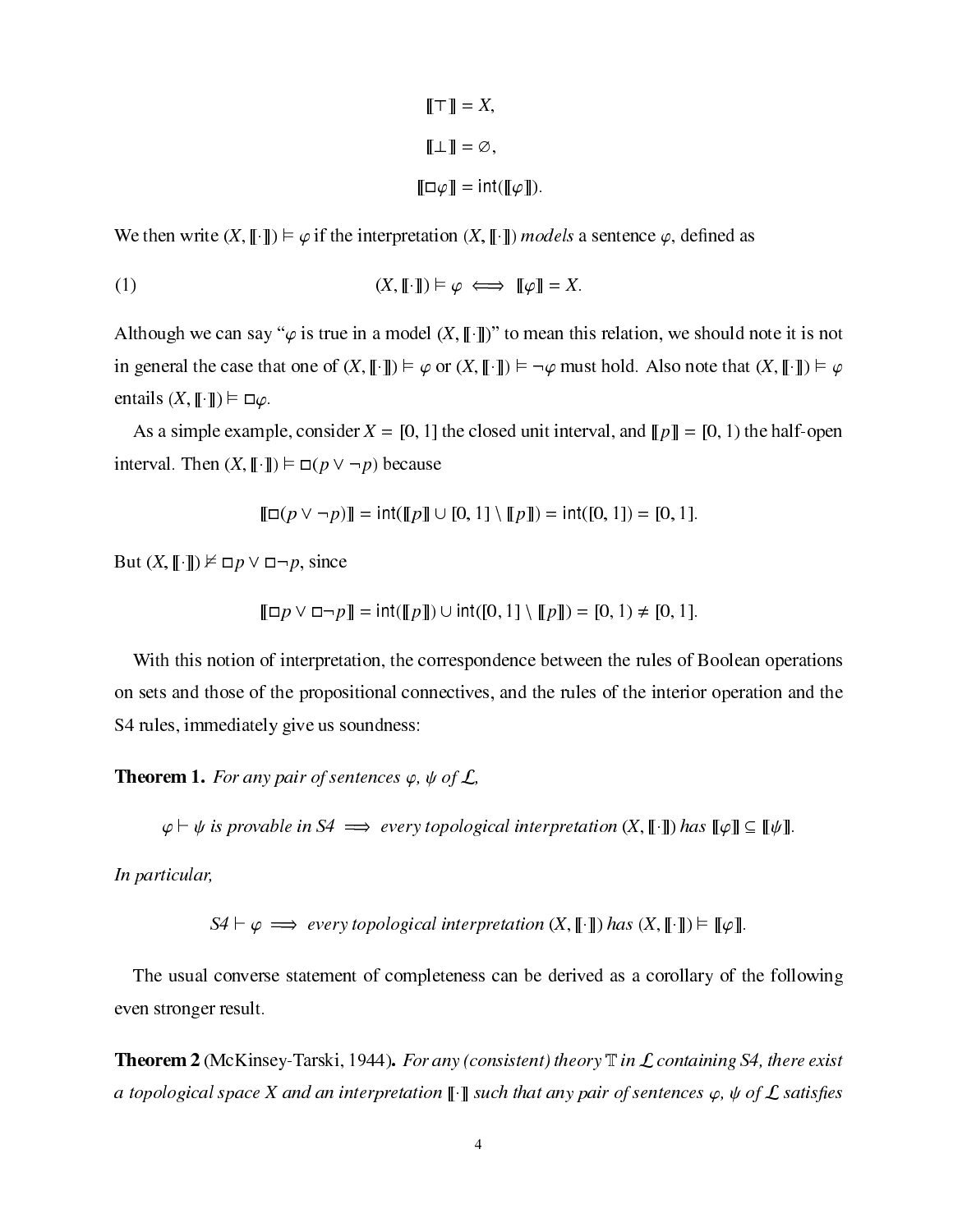$$[\![\top]\!] = X,$$

$$[\![\bot]\!] = \varnothing,$$

$$[\![\Box\varphi]\!] = \mathsf{int}([\![\varphi]\!]).$$

We then write $(X, [\![\cdot]\!]) \vDash \varphi$ if the interpretation $(X, [\![\cdot]\!])$ *models* a sentence $\varphi$, defined as

$$(X, [\![\cdot]\!]) \vDash \varphi \iff [\![\varphi]\!] = X. \tag{1}$$

Although we can say "$\varphi$ is true in a model $(X, [\![\cdot]\!])$" to mean this relation, we should note it is not in general the case that one of $(X, [\![\cdot]\!]) \vDash \varphi$ or $(X, [\![\cdot]\!]) \vDash \neg\varphi$ must hold. Also note that $(X, [\![\cdot]\!]) \vDash \varphi$ entails $(X, [\![\cdot]\!]) \vDash \Box\varphi$.

As a simple example, consider $X = [0, 1]$ the closed unit interval, and $[\![p]\!] = [0, 1)$ the half-open interval. Then $(X, [\![\cdot]\!]) \vDash \Box(p \vee \neg p)$ because

$$[\![\Box(p \vee \neg p)]\!] = \mathsf{int}([\![p]\!] \cup [0, 1] \setminus [\![p]\!]) = \mathsf{int}([0, 1]) = [0, 1].$$

But $(X, [\![\cdot]\!]) \nvDash \Box p \vee \Box\neg p$, since

$$[\![\Box p \vee \Box\neg p]\!] = \mathsf{int}([\![p]\!]) \cup \mathsf{int}([0, 1] \setminus [\![p]\!]) = [0, 1) \neq [0, 1].$$

With this notion of interpretation, the correspondence between the rules of Boolean operations on sets and those of the propositional connectives, and the rules of the interior operation and the S4 rules, immediately give us soundness:

**Theorem 1.** *For any pair of sentences $\varphi, \psi$ of $\mathcal{L}$,*

$$\varphi \vdash \psi \textit{ is provable in S4} \implies \textit{every topological interpretation } (X, [\![\cdot]\!]) \textit{ has } [\![\varphi]\!] \subseteq [\![\psi]\!].$$

*In particular,*

$$\textit{S4} \vdash \varphi \implies \textit{every topological interpretation } (X, [\![\cdot]\!]) \textit{ has } (X, [\![\cdot]\!]) \vDash [\![\varphi]\!].$$

The usual converse statement of completeness can be derived as a corollary of the following even stronger result.

**Theorem 2** (McKinsey-Tarski, 1944)**.** *For any (consistent) theory $\mathbb{T}$ in $\mathcal{L}$ containing S4, there exist a topological space $X$ and an interpretation $[\![\cdot]\!]$ such that any pair of sentences $\varphi, \psi$ of $\mathcal{L}$ satisfies*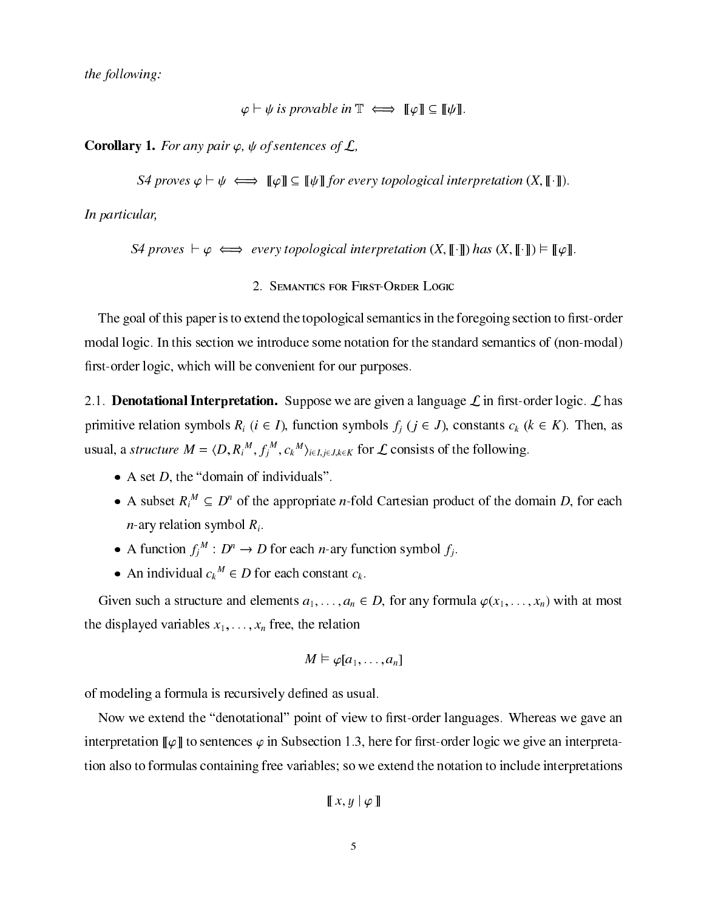*the following:*

$$\varphi \vdash \psi \text{ is provable in } \mathbb{T} \iff [\![\varphi]\!] \subseteq [\![\psi]\!].$$

**Corollary 1.** *For any pair $\varphi$, $\psi$ of sentences of $\mathcal{L}$,*

$$\textit{S4 proves } \varphi \vdash \psi \iff [\![\varphi]\!] \subseteq [\![\psi]\!] \textit{ for every topological interpretation } (X, [\![\cdot]\!]).$$

*In particular,*

$$\textit{S4 proves } \vdash \varphi \iff \textit{every topological interpretation } (X, [\![\cdot]\!]) \textit{ has } (X, [\![\cdot]\!]) \models [\![\varphi]\!].$$

## 2. Semantics for First-Order Logic

The goal of this paper is to extend the topological semantics in the foregoing section to first-order modal logic. In this section we introduce some notation for the standard semantics of (non-modal) first-order logic, which will be convenient for our purposes.

### 2.1. Denotational Interpretation.

Suppose we are given a language $\mathcal{L}$ in first-order logic. $\mathcal{L}$ has primitive relation symbols $R_i$ ($i \in I$), function symbols $f_j$ ($j \in J$), constants $c_k$ ($k \in K$). Then, as usual, a *structure* $M = \langle D, R_i^{\,M}, f_j^{\,M}, c_k^{\,M} \rangle_{i \in I, j \in J, k \in K}$ for $\mathcal{L}$ consists of the following.

- A set $D$, the "domain of individuals".
- A subset $R_i^{\,M} \subseteq D^n$ of the appropriate $n$-fold Cartesian product of the domain $D$, for each $n$-ary relation symbol $R_i$.
- A function $f_j^{\,M} : D^n \to D$ for each $n$-ary function symbol $f_j$.
- An individual $c_k^{\,M} \in D$ for each constant $c_k$.

Given such a structure and elements $a_1, \ldots, a_n \in D$, for any formula $\varphi(x_1, \ldots, x_n)$ with at most the displayed variables $x_1, \ldots, x_n$ free, the relation

$$M \models \varphi[a_1, \ldots, a_n]$$

of modeling a formula is recursively defined as usual.

Now we extend the "denotational" point of view to first-order languages. Whereas we gave an interpretation $[\![\varphi]\!]$ to sentences $\varphi$ in Subsection 1.3, here for first-order logic we give an interpretation also to formulas containing free variables; so we extend the notation to include interpretations

$$[\![\, x, y \mid \varphi \,]\!]$$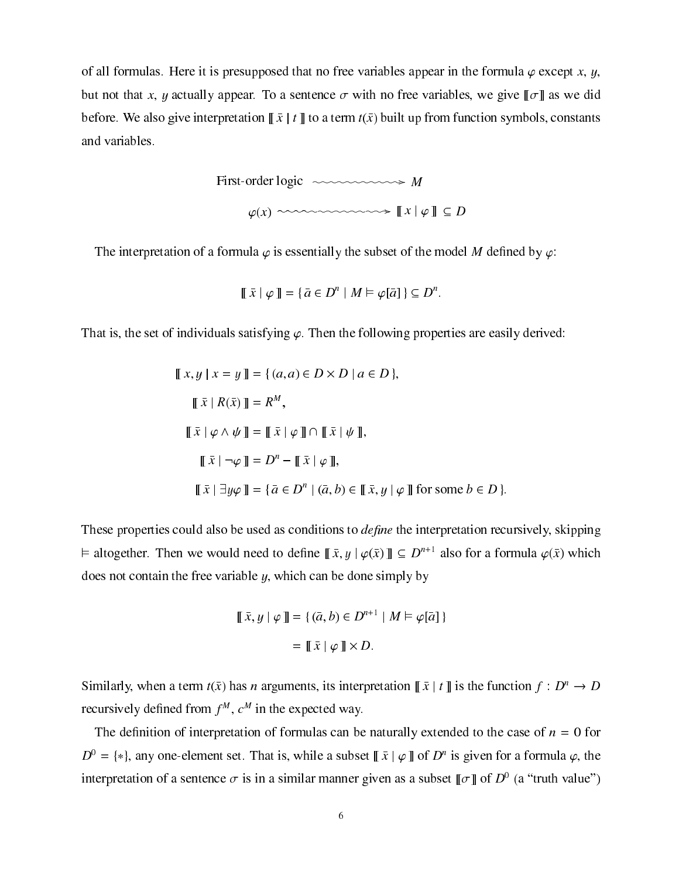of all formulas. Here it is presupposed that no free variables appear in the formula $\varphi$ except $x$, $y$, but not that $x$, $y$ actually appear. To a sentence $\sigma$ with no free variables, we give $[\![\sigma]\!]$ as we did before. We also give interpretation $[\![\, \bar{x} \mid t \,]\!]$ to a term $t(\bar{x})$ built up from function symbols, constants and variables.

$$\text{First-order logic} \rightsquigarrow M$$

$$\varphi(x) \rightsquigarrow [\![\, x \mid \varphi \,]\!] \subseteq D$$

The interpretation of a formula $\varphi$ is essentially the subset of the model $M$ defined by $\varphi$:

$$[\![\, \bar{x} \mid \varphi \,]\!] = \{\, \bar{a} \in D^n \mid M \models \varphi[\bar{a}] \,\} \subseteq D^n.$$

That is, the set of individuals satisfying $\varphi$. Then the following properties are easily derived:

$$[\![\, x, y \mid x = y \,]\!] = \{\, (a, a) \in D \times D \mid a \in D \,\},$$

$$[\![\, \bar{x} \mid R(\bar{x}) \,]\!] = R^M,$$

$$[\![\, \bar{x} \mid \varphi \wedge \psi \,]\!] = [\![\, \bar{x} \mid \varphi \,]\!] \cap [\![\, \bar{x} \mid \psi \,]\!],$$

$$[\![\, \bar{x} \mid \neg\varphi \,]\!] = D^n - [\![\, \bar{x} \mid \varphi \,]\!],$$

$$[\![\, \bar{x} \mid \exists y \varphi \,]\!] = \{\bar{a} \in D^n \mid (\bar{a}, b) \in [\![\, \bar{x}, y \mid \varphi \,]\!] \text{ for some } b \in D \,\}.$$

These properties could also be used as conditions to *define* the interpretation recursively, skipping $\models$ altogether. Then we would need to define $[\![\, \bar{x}, y \mid \varphi(\bar{x}) \,]\!] \subseteq D^{n+1}$ also for a formula $\varphi(\bar{x})$ which does not contain the free variable $y$, which can be done simply by

$$\begin{aligned}
[\![\, \bar{x}, y \mid \varphi \,]\!] &= \{\, (\bar{a}, b) \in D^{n+1} \mid M \models \varphi[\bar{a}] \,\} \\
&= [\![\, \bar{x} \mid \varphi \,]\!] \times D.
\end{aligned}$$

Similarly, when a term $t(\bar{x})$ has $n$ arguments, its interpretation $[\![\, \bar{x} \mid t \,]\!]$ is the function $f : D^n \to D$ recursively defined from $f^M$, $c^M$ in the expected way.

The definition of interpretation of formulas can be naturally extended to the case of $n = 0$ for $D^0 = \{*\}$, any one-element set. That is, while a subset $[\![\, \bar{x} \mid \varphi \,]\!]$ of $D^n$ is given for a formula $\varphi$, the interpretation of a sentence $\sigma$ is in a similar manner given as a subset $[\![\sigma]\!]$ of $D^0$ (a "truth value")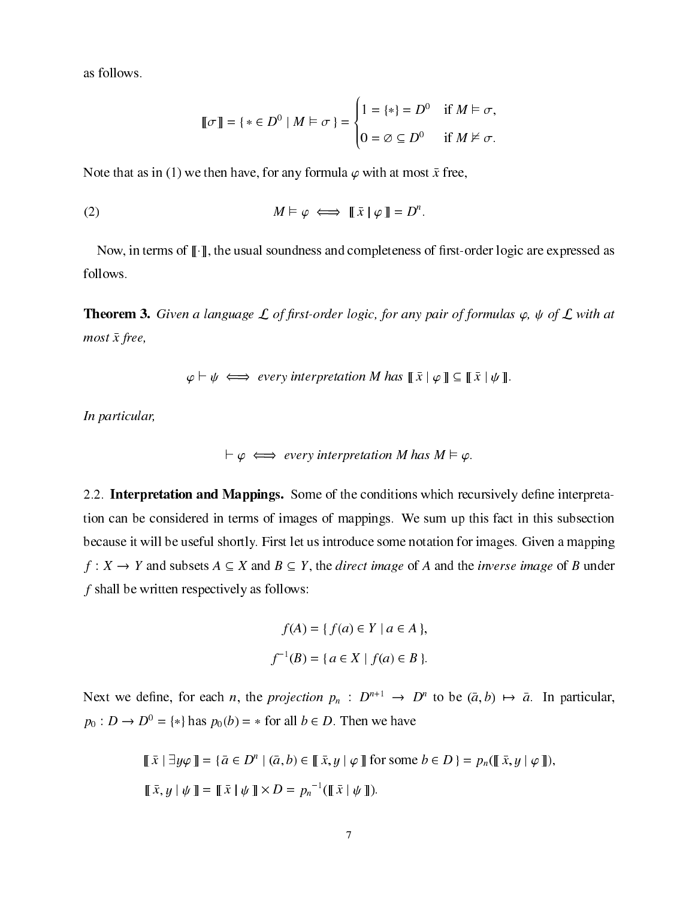as follows.

$$[\![\sigma]\!] = \{ * \in D^0 \mid M \models \sigma \} = \begin{cases} 1 = \{*\} = D^0 & \text{if } M \models \sigma, \\ 0 = \varnothing \subseteq D^0 & \text{if } M \not\models \sigma. \end{cases}$$

Note that as in (1) we then have, for any formula $\varphi$ with at most $\bar{x}$ free,

$$M \models \varphi \iff [\![\, \bar{x} \mid \varphi \,]\!] = D^n. \tag{2}$$

Now, in terms of $[\![\cdot]\!]$, the usual soundness and completeness of first-order logic are expressed as follows.

**Theorem 3.** *Given a language $\mathcal{L}$ of first-order logic, for any pair of formulas $\varphi$, $\psi$ of $\mathcal{L}$ with at most $\bar{x}$ free,*

$$\varphi \vdash \psi \iff \textit{every interpretation } M \textit{ has } [\![\, \bar{x} \mid \varphi \,]\!] \subseteq [\![\, \bar{x} \mid \psi \,]\!].$$

*In particular,*

$$\vdash \varphi \iff \textit{every interpretation } M \textit{ has } M \models \varphi.$$

2.2. **Interpretation and Mappings.** Some of the conditions which recursively define interpretation can be considered in terms of images of mappings. We sum up this fact in this subsection because it will be useful shortly. First let us introduce some notation for images. Given a mapping $f : X \to Y$ and subsets $A \subseteq X$ and $B \subseteq Y$, the *direct image* of $A$ and the *inverse image* of $B$ under $f$ shall be written respectively as follows:

$$f(A) = \{ f(a) \in Y \mid a \in A \},$$
$$f^{-1}(B) = \{ a \in X \mid f(a) \in B \}.$$

Next we define, for each $n$, the *projection* $p_n : D^{n+1} \to D^n$ to be $(\bar{a}, b) \mapsto \bar{a}$. In particular, $p_0 : D \to D^0 = \{*\}$ has $p_0(b) = *$ for all $b \in D$. Then we have

$$[\![\, \bar{x} \mid \exists y \varphi \,]\!] = \{ \bar{a} \in D^n \mid (\bar{a}, b) \in [\![\, \bar{x}, y \mid \varphi \,]\!] \text{ for some } b \in D \} = p_n([\![\, \bar{x}, y \mid \varphi \,]\!]),$$
$$[\![\, \bar{x}, y \mid \psi \,]\!] = [\![\, \bar{x} \mid \psi \,]\!] \times D = p_n^{-1}([\![\, \bar{x} \mid \psi \,]\!]).$$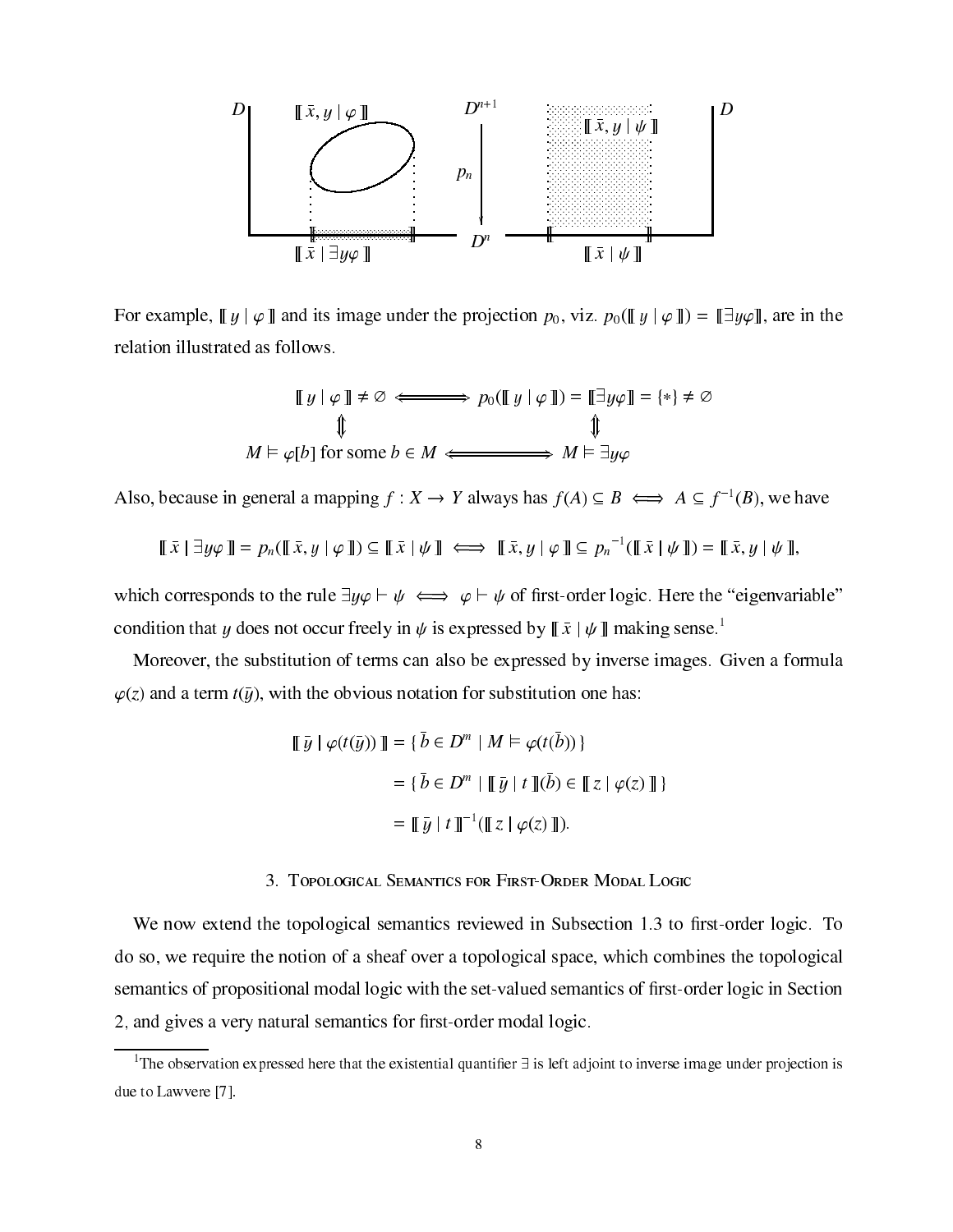For example, $[\![\, y \mid \varphi \,]\!]$ and its image under the projection $p_0$, viz. $p_0([\![\, y \mid \varphi \,]\!]) = [\![\exists y \varphi]\!]$, are in the relation illustrated as follows.

$$
\begin{array}{ccc}
[\![\, y \mid \varphi \,]\!] \neq \varnothing & \Longleftrightarrow & p_0([\![\, y \mid \varphi \,]\!]) = [\![\exists y \varphi]\!] = \{*\} \neq \varnothing \\
\Updownarrow & & \Updownarrow \\
M \vDash \varphi[b] \text{ for some } b \in M & \Longleftrightarrow & M \vDash \exists y \varphi
\end{array}
$$

Also, because in general a mapping $f : X \to Y$ always has $f(A) \subseteq B \iff A \subseteq f^{-1}(B)$, we have

$$
[\![\, \bar{x} \mid \exists y \varphi \,]\!] = p_n([\![\, \bar{x}, y \mid \varphi \,]\!]) \subseteq [\![\, \bar{x} \mid \psi \,]\!] \iff [\![\, \bar{x}, y \mid \varphi \,]\!] \subseteq {p_n}^{-1}([\![\, \bar{x} \mid \psi \,]\!]) = [\![\, \bar{x}, y \mid \psi \,]\!],
$$

which corresponds to the rule $\exists y \varphi \vdash \psi \iff \varphi \vdash \psi$ of first-order logic. Here the "eigenvariable" condition that $y$ does not occur freely in $\psi$ is expressed by $[\![\, \bar{x} \mid \psi \,]\!]$ making sense.[1]

Moreover, the substitution of terms can also be expressed by inverse images. Given a formula $\varphi(z)$ and a term $t(\bar{y})$, with the obvious notation for substitution one has:

$$
\begin{aligned}
[\![\, \bar{y} \mid \varphi(t(\bar{y})) \,]\!] &= \{\, \bar{b} \in D^m \mid M \vDash \varphi(t(\bar{b})) \,\} \\
&= \{\, \bar{b} \in D^m \mid [\![\, \bar{y} \mid t \,]\!](\bar{b}) \in [\![\, z \mid \varphi(z) \,]\!] \,\} \\
&= [\![\, \bar{y} \mid t \,]\!]^{-1}([\![\, z \mid \varphi(z) \,]\!]).
\end{aligned}
$$

## 3. Topological Semantics for First-Order Modal Logic

We now extend the topological semantics reviewed in Subsection 1.3 to first-order logic. To do so, we require the notion of a sheaf over a topological space, which combines the topological semantics of propositional modal logic with the set-valued semantics of first-order logic in Section 2, and gives a very natural semantics for first-order modal logic.

[1] The observation expressed here that the existential quantifier $\exists$ is left adjoint to inverse image under projection is due to Lawvere [7].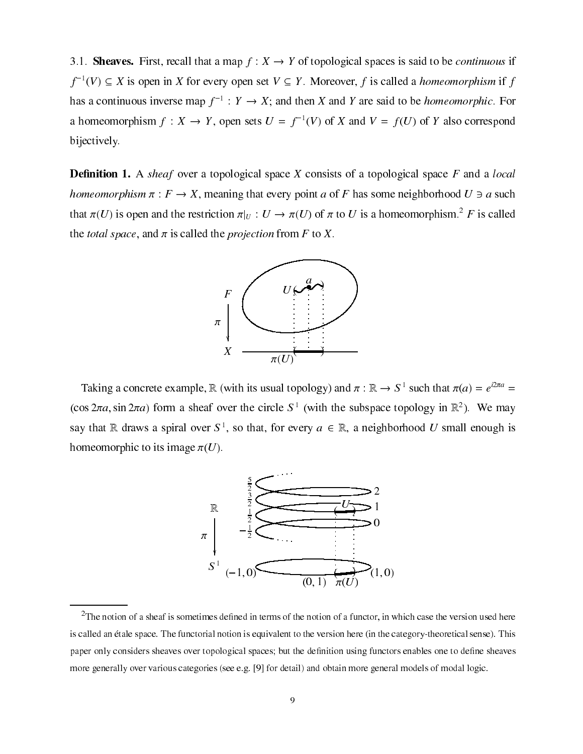3.1. **Sheaves.** First, recall that a map $f : X \to Y$ of topological spaces is said to be *continuous* if $f^{-1}(V) \subseteq X$ is open in $X$ for every open set $V \subseteq Y$. Moreover, $f$ is called a *homeomorphism* if $f$ has a continuous inverse map $f^{-1} : Y \to X$; and then $X$ and $Y$ are said to be *homeomorphic*. For a homeomorphism $f : X \to Y$, open sets $U = f^{-1}(V)$ of $X$ and $V = f(U)$ of $Y$ also correspond bijectively.

**Definition 1.** A *sheaf* over a topological space $X$ consists of a topological space $F$ and a *local homeomorphism* $\pi : F \to X$, meaning that every point $a$ of $F$ has some neighborhood $U \ni a$ such that $\pi(U)$ is open and the restriction $\pi|_U : U \to \pi(U)$ of $\pi$ to $U$ is a homeomorphism.[2] $F$ is called the *total space*, and $\pi$ is called the *projection* from $F$ to $X$.

Taking a concrete example, $\mathbb{R}$ (with its usual topology) and $\pi : \mathbb{R} \to S^1$ such that $\pi(a) = e^{i2\pi a} = (\cos 2\pi a, \sin 2\pi a)$ form a sheaf over the circle $S^1$ (with the subspace topology in $\mathbb{R}^2$). We may say that $\mathbb{R}$ draws a spiral over $S^1$, so that, for every $a \in \mathbb{R}$, a neighborhood $U$ small enough is homeomorphic to its image $\pi(U)$.

[2]The notion of a sheaf is sometimes defined in terms of the notion of a functor, in which case the version used here is called an étale space. The functorial notion is equivalent to the version here (in the category-theoretical sense). This paper only considers sheaves over topological spaces; but the definition using functors enables one to define sheaves more generally over various categories (see e.g. [9] for detail) and obtain more general models of modal logic.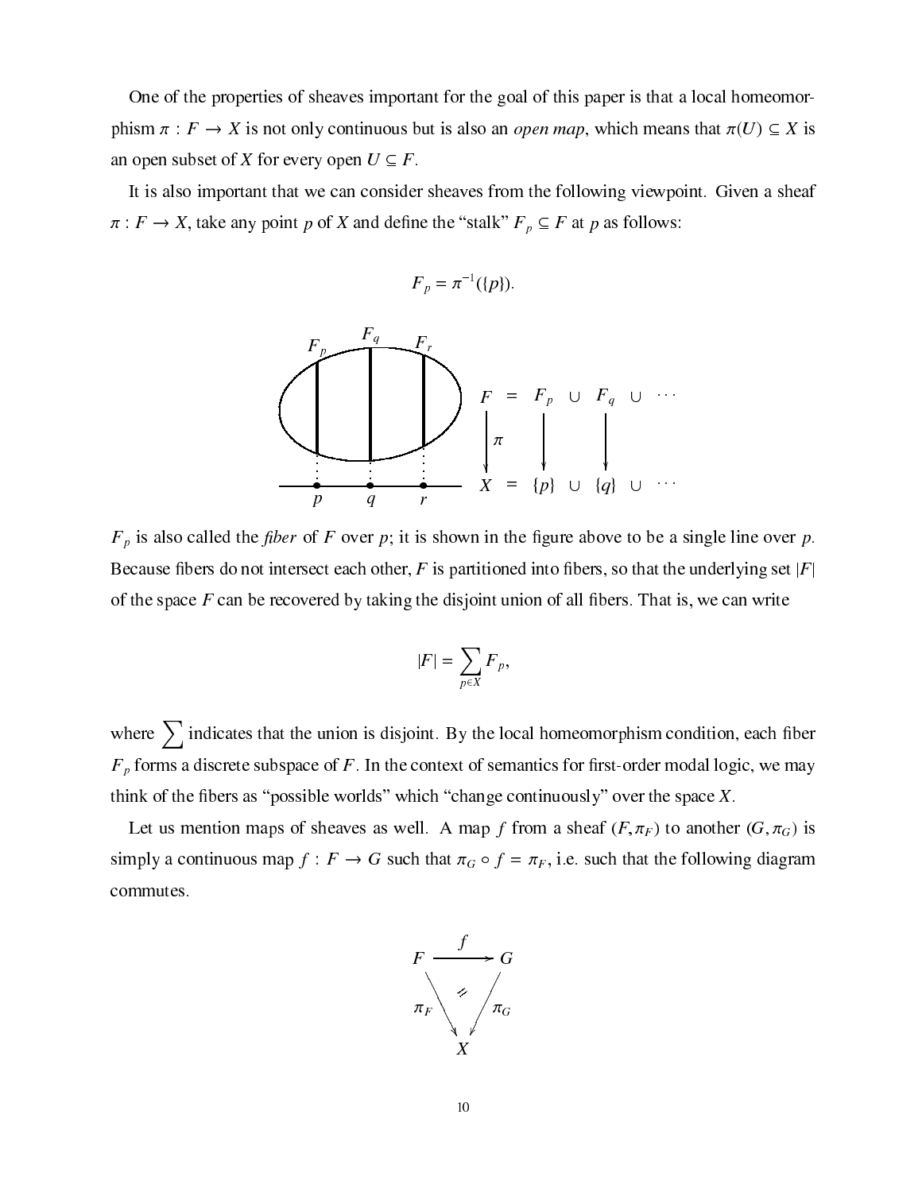One of the properties of sheaves important for the goal of this paper is that a local homeomorphism $\pi : F \to X$ is not only continuous but is also an *open map*, which means that $\pi(U) \subseteq X$ is an open subset of $X$ for every open $U \subseteq F$.

It is also important that we can consider sheaves from the following viewpoint. Given a sheaf $\pi : F \to X$, take any point $p$ of $X$ and define the "stalk" $F_p \subseteq F$ at $p$ as follows:

$$F_p = \pi^{-1}(\{p\}).$$

$$\begin{array}{ccccccc} F & = & F_p & \cup & F_q & \cup & \cdots \\ \downarrow \pi & & \downarrow & & \downarrow & & \\ X & = & \{p\} & \cup & \{q\} & \cup & \cdots \end{array}$$

$F_p$ is also called the *fiber* of $F$ over $p$; it is shown in the figure above to be a single line over $p$. Because fibers do not intersect each other, $F$ is partitioned into fibers, so that the underlying set $|F|$ of the space $F$ can be recovered by taking the disjoint union of all fibers. That is, we can write

$$|F| = \sum_{p \in X} F_p,$$

where $\sum$ indicates that the union is disjoint. By the local homeomorphism condition, each fiber $F_p$ forms a discrete subspace of $F$. In the context of semantics for first-order modal logic, we may think of the fibers as "possible worlds" which "change continuously" over the space $X$.

Let us mention maps of sheaves as well. A map $f$ from a sheaf $(F, \pi_F)$ to another $(G, \pi_G)$ is simply a continuous map $f : F \to G$ such that $\pi_G \circ f = \pi_F$, i.e. such that the following diagram commutes.

$$\begin{array}{ccc} F & \xrightarrow{f} & G \\ & \searrow^{\pi_F} \quad \swarrow_{\pi_G} & \\ & X & \end{array}$$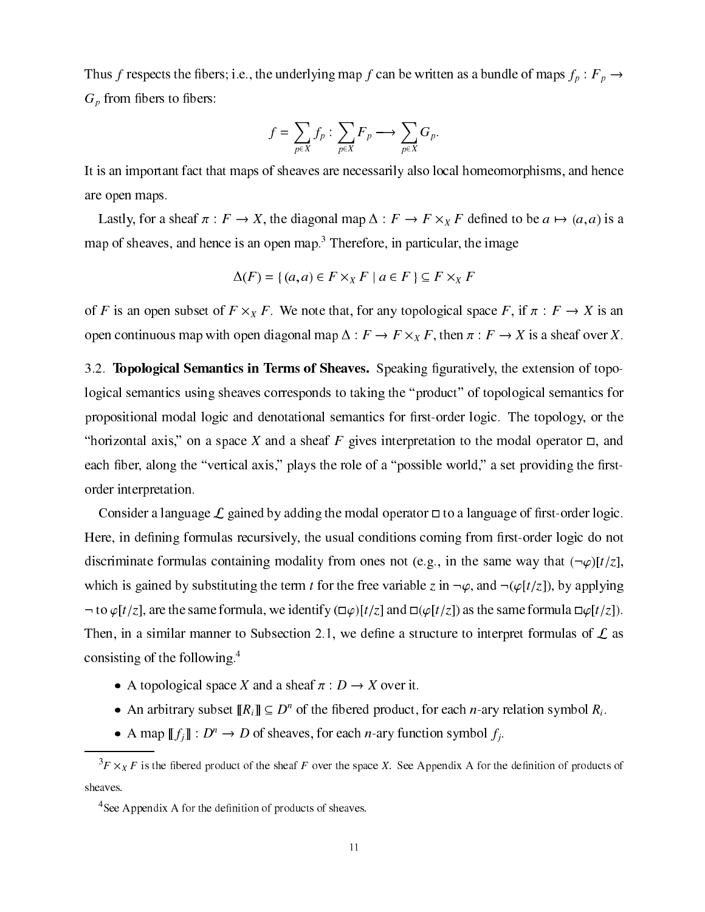Thus $f$ respects the fibers; i.e., the underlying map $f$ can be written as a bundle of maps $f_p : F_p \to G_p$ from fibers to fibers:

$$f = \sum_{p \in X} f_p : \sum_{p \in X} F_p \longrightarrow \sum_{p \in X} G_p.$$

It is an important fact that maps of sheaves are necessarily also local homeomorphisms, and hence are open maps.

Lastly, for a sheaf $\pi : F \to X$, the diagonal map $\Delta : F \to F \times_X F$ defined to be $a \mapsto (a, a)$ is a map of sheaves, and hence is an open map.[3] Therefore, in particular, the image

$$\Delta(F) = \{ (a, a) \in F \times_X F \mid a \in F \} \subseteq F \times_X F$$

of $F$ is an open subset of $F \times_X F$. We note that, for any topological space $F$, if $\pi : F \to X$ is an open continuous map with open diagonal map $\Delta : F \to F \times_X F$, then $\pi : F \to X$ is a sheaf over $X$.

3.2. **Topological Semantics in Terms of Sheaves.** Speaking figuratively, the extension of topological semantics using sheaves corresponds to taking the "product" of topological semantics for propositional modal logic and denotational semantics for first-order logic. The topology, or the "horizontal axis," on a space $X$ and a sheaf $F$ gives interpretation to the modal operator $\Box$, and each fiber, along the "vertical axis," plays the role of a "possible world," a set providing the first-order interpretation.

Consider a language $\mathcal{L}$ gained by adding the modal operator $\Box$ to a language of first-order logic. Here, in defining formulas recursively, the usual conditions coming from first-order logic do not discriminate formulas containing modality from ones not (e.g., in the same way that $(\neg\varphi)[t/z]$, which is gained by substituting the term $t$ for the free variable $z$ in $\neg\varphi$, and $\neg(\varphi[t/z])$, by applying $\neg$ to $\varphi[t/z]$, are the same formula, we identify $(\Box\varphi)[t/z]$ and $\Box(\varphi[t/z])$ as the same formula $\Box\varphi[t/z]$). Then, in a similar manner to Subsection 2.1, we define a structure to interpret formulas of $\mathcal{L}$ as consisting of the following.[4]

- A topological space $X$ and a sheaf $\pi : D \to X$ over it.
- An arbitrary subset $[\![R_i]\!] \subseteq D^n$ of the fibered product, for each $n$-ary relation symbol $R_i$.
- A map $[\![f_j]\!] : D^n \to D$ of sheaves, for each $n$-ary function symbol $f_j$.

---

[3] $F \times_X F$ is the fibered product of the sheaf $F$ over the space $X$. See Appendix A for the definition of products of sheaves.

[4] See Appendix A for the definition of products of sheaves.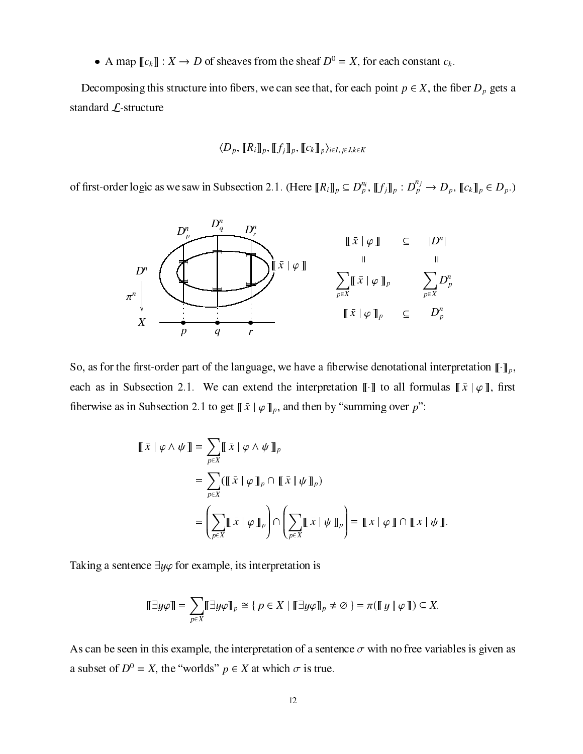- A map $[\![c_k]\!] : X \to D$ of sheaves from the sheaf $D^0 = X$, for each constant $c_k$.

Decomposing this structure into fibers, we can see that, for each point $p \in X$, the fiber $D_p$ gets a standard $\mathcal{L}$-structure

$$\langle D_p, [\![R_i]\!]_p, [\![f_j]\!]_p, [\![c_k]\!]_p \rangle_{i \in I, j \in J, k \in K}$$

of first-order logic as we saw in Subsection 2.1. (Here $[\![R_i]\!]_p \subseteq D_p^{n_i}$, $[\![f_j]\!]_p : D_p^{n_j} \to D_p$, $[\![c_k]\!]_p \in D_p$.)

$$\begin{array}{ccc} [\![\, \bar{x} \mid \varphi \,]\!] & \subseteq & |D^n| \\ \| & & \| \\ \sum_{p \in X} [\![\, \bar{x} \mid \varphi \,]\!]_p & & \sum_{p \in X} D_p^n \\ [\![\, \bar{x} \mid \varphi \,]\!]_p & \subseteq & D_p^n \end{array}$$

So, as for the first-order part of the language, we have a fiberwise denotational interpretation $[\![\cdot]\!]_p$, each as in Subsection 2.1. We can extend the interpretation $[\![\cdot]\!]$ to all formulas $[\![\, \bar{x} \mid \varphi \,]\!]$, first fiberwise as in Subsection 2.1 to get $[\![\, \bar{x} \mid \varphi \,]\!]_p$, and then by "summing over $p$":

$$\begin{aligned} [\![\, \bar{x} \mid \varphi \wedge \psi \,]\!] &= \sum_{p \in X} [\![\, \bar{x} \mid \varphi \wedge \psi \,]\!]_p \\ &= \sum_{p \in X} ([\![\, \bar{x} \mid \varphi \,]\!]_p \cap [\![\, \bar{x} \mid \psi \,]\!]_p) \\ &= \left( \sum_{p \in X} [\![\, \bar{x} \mid \varphi \,]\!]_p \right) \cap \left( \sum_{p \in X} [\![\, \bar{x} \mid \psi \,]\!]_p \right) = [\![\, \bar{x} \mid \varphi \,]\!] \cap [\![\, \bar{x} \mid \psi \,]\!]. \end{aligned}$$

Taking a sentence $\exists y \varphi$ for example, its interpretation is

$$[\![\exists y \varphi]\!] = \sum_{p \in X} [\![\exists y \varphi]\!]_p \cong \{\, p \in X \mid [\![\exists y \varphi]\!]_p \neq \varnothing \,\} = \pi([\![\, y \mid \varphi \,]\!]) \subseteq X.$$

As can be seen in this example, the interpretation of a sentence $\sigma$ with no free variables is given as a subset of $D^0 = X$, the "worlds" $p \in X$ at which $\sigma$ is true.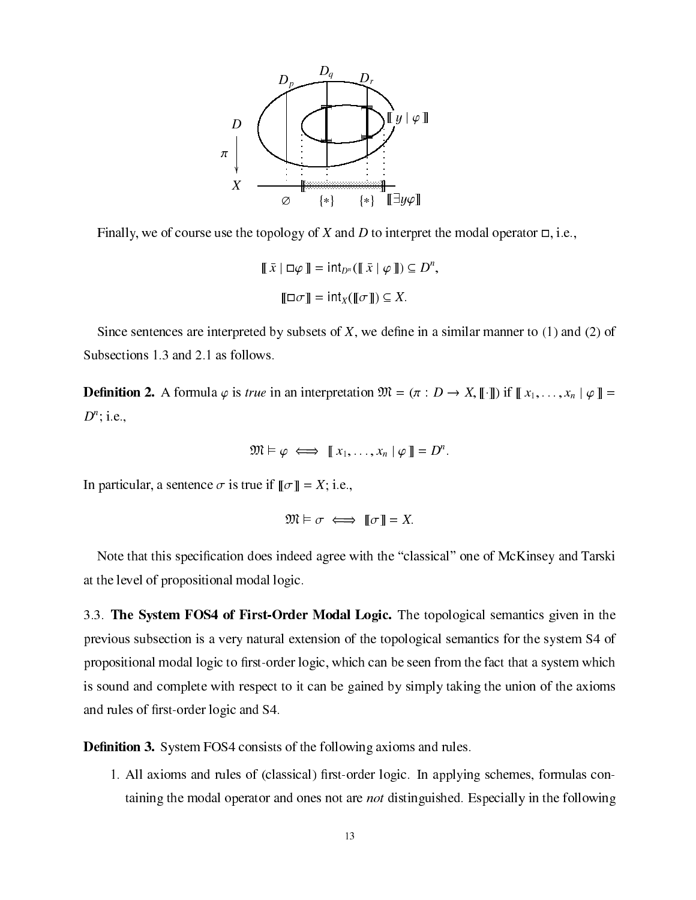Finally, we of course use the topology of $X$ and $D$ to interpret the modal operator $\Box$, i.e.,

$$[\![ \bar{x} \mid \Box\varphi ]\!] = \mathsf{int}_{D^n}([\![ \bar{x} \mid \varphi ]\!]) \subseteq D^n,$$

$$[\![\Box\sigma]\!] = \mathsf{int}_X([\![\sigma]\!]) \subseteq X.$$

Since sentences are interpreted by subsets of $X$, we define in a similar manner to (1) and (2) of Subsections 1.3 and 2.1 as follows.

**Definition 2.** A formula $\varphi$ is *true* in an interpretation $\mathfrak{M} = (\pi : D \to X, [\![\cdot]\!])$ if $[\![ x_1, \ldots, x_n \mid \varphi ]\!] = D^n$; i.e.,

$$\mathfrak{M} \models \varphi \iff [\![ x_1, \ldots, x_n \mid \varphi ]\!] = D^n.$$

In particular, a sentence $\sigma$ is true if $[\![\sigma]\!] = X$; i.e.,

$$\mathfrak{M} \models \sigma \iff [\![\sigma]\!] = X.$$

Note that this specification does indeed agree with the "classical" one of McKinsey and Tarski at the level of propositional modal logic.

3.3. **The System FOS4 of First-Order Modal Logic.** The topological semantics given in the previous subsection is a very natural extension of the topological semantics for the system S4 of propositional modal logic to first-order logic, which can be seen from the fact that a system which is sound and complete with respect to it can be gained by simply taking the union of the axioms and rules of first-order logic and S4.

**Definition 3.** System FOS4 consists of the following axioms and rules.

1. All axioms and rules of (classical) first-order logic. In applying schemes, formulas containing the modal operator and ones not are *not* distinguished. Especially in the following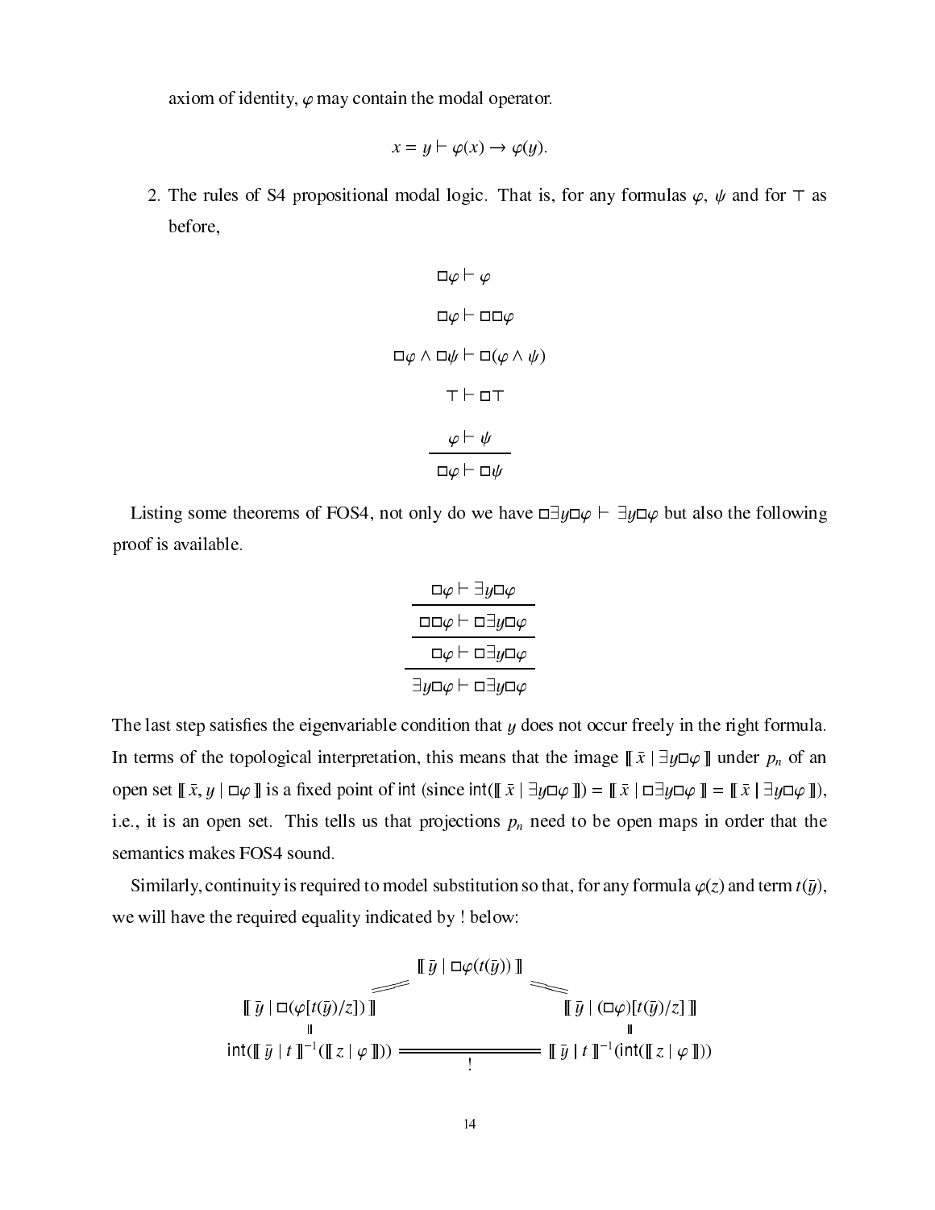axiom of identity, $\varphi$ may contain the modal operator.

$$x = y \vdash \varphi(x) \to \varphi(y).$$

2. The rules of S4 propositional modal logic. That is, for any formulas $\varphi$, $\psi$ and for $\top$ as before,

$$\Box\varphi \vdash \varphi$$

$$\Box\varphi \vdash \Box\Box\varphi$$

$$\Box\varphi \land \Box\psi \vdash \Box(\varphi \land \psi)$$

$$\top \vdash \Box\top$$

$$\frac{\varphi \vdash \psi}{\Box\varphi \vdash \Box\psi}$$

Listing some theorems of FOS4, not only do we have $\Box\exists y\Box\varphi \vdash \exists y\Box\varphi$ but also the following proof is available.

$$\cfrac{\cfrac{\cfrac{\Box\varphi \vdash \exists y\Box\varphi}{\Box\Box\varphi \vdash \Box\exists y\Box\varphi}}{\Box\varphi \vdash \Box\exists y\Box\varphi}}{\exists y\Box\varphi \vdash \Box\exists y\Box\varphi}$$

The last step satisfies the eigenvariable condition that $y$ does not occur freely in the right formula. In terms of the topological interpretation, this means that the image $[\![\, \bar{x} \mid \exists y\Box\varphi \,]\!]$ under $p_n$ of an open set $[\![\, \bar{x}, y \mid \Box\varphi \,]\!]$ is a fixed point of $\mathsf{int}$ (since $\mathsf{int}([\![\, \bar{x} \mid \exists y\Box\varphi \,]\!]) = [\![\, \bar{x} \mid \Box\exists y\Box\varphi \,]\!] = [\![\, \bar{x} \mid \exists y\Box\varphi \,]\!]$), i.e., it is an open set. This tells us that projections $p_n$ need to be open maps in order that the semantics makes FOS4 sound.

Similarly, continuity is required to model substitution so that, for any formula $\varphi(z)$ and term $t(\bar{y})$, we will have the required equality indicated by ! below:

$$\begin{array}{ccccc}
 & & [\![\, \bar{y} \mid \Box\varphi(t(\bar{y})) \,]\!] & & \\
 & = & & = & \\
[\![\, \bar{y} \mid \Box(\varphi[t(\bar{y})/z]) \,]\!] & & & & [\![\, \bar{y} \mid (\Box\varphi)[t(\bar{y})/z] \,]\!] \\
\| & & & & \| \\
\mathsf{int}([\![\, \bar{y} \mid t \,]\!]^{-1}([\![\, z \mid \varphi \,]\!])) & & \overset{}{\underset{!}{=\!=\!=\!=\!=}} & & [\![\, \bar{y} \mid t \,]\!]^{-1}(\mathsf{int}([\![\, z \mid \varphi \,]\!]))
\end{array}$$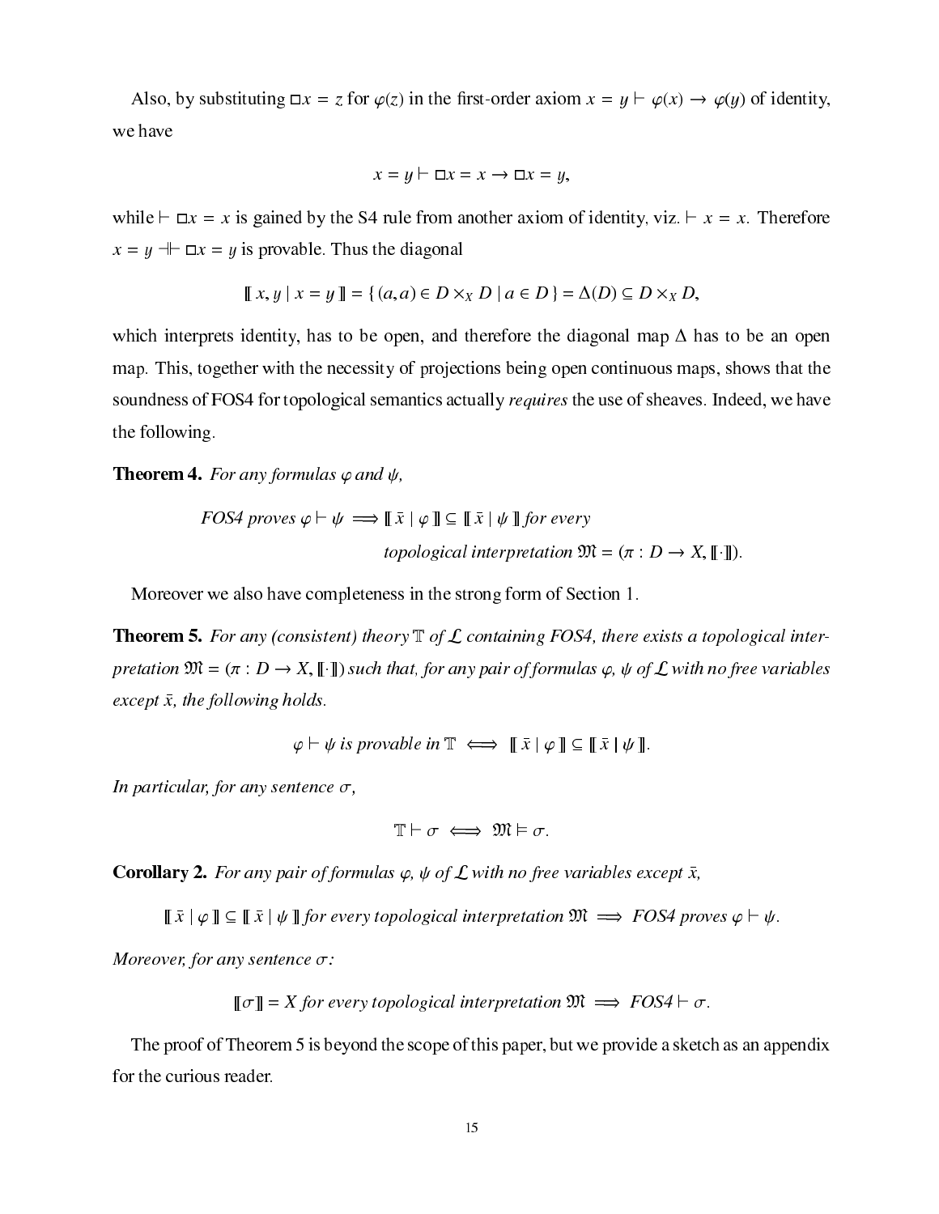Also, by substituting $\Box x = z$ for $\varphi(z)$ in the first-order axiom $x = y \vdash \varphi(x) \to \varphi(y)$ of identity, we have

$$x = y \vdash \Box x = x \to \Box x = y,$$

while $\vdash \Box x = x$ is gained by the S4 rule from another axiom of identity, viz. $\vdash x = x$. Therefore $x = y \dashv\vdash \Box x = y$ is provable. Thus the diagonal

$$[\![\, x, y \mid x = y \,]\!] = \{\, (a, a) \in D \times_X D \mid a \in D \,\} = \Delta(D) \subseteq D \times_X D,$$

which interprets identity, has to be open, and therefore the diagonal map $\Delta$ has to be an open map. This, together with the necessity of projections being open continuous maps, shows that the soundness of FOS4 for topological semantics actually *requires* the use of sheaves. Indeed, we have the following.

**Theorem 4.** *For any formulas $\varphi$ and $\psi$,*

$$\textit{FOS4 proves } \varphi \vdash \psi \implies [\![\, \bar{x} \mid \varphi \,]\!] \subseteq [\![\, \bar{x} \mid \psi \,]\!] \textit{ for every topological interpretation } \mathfrak{M} = (\pi : D \to X, [\![\cdot]\!]).$$

Moreover we also have completeness in the strong form of Section 1.

**Theorem 5.** *For any (consistent) theory $\mathbb{T}$ of $\mathcal{L}$ containing FOS4, there exists a topological interpretation $\mathfrak{M} = (\pi : D \to X, [\![\cdot]\!])$ such that, for any pair of formulas $\varphi$, $\psi$ of $\mathcal{L}$ with no free variables except $\bar{x}$, the following holds.*

$$\varphi \vdash \psi \textit{ is provable in } \mathbb{T} \iff [\![\, \bar{x} \mid \varphi \,]\!] \subseteq [\![\, \bar{x} \mid \psi \,]\!].$$

*In particular, for any sentence $\sigma$,*

$$\mathbb{T} \vdash \sigma \iff \mathfrak{M} \models \sigma.$$

**Corollary 2.** *For any pair of formulas $\varphi$, $\psi$ of $\mathcal{L}$ with no free variables except $\bar{x}$,*

$$[\![\, \bar{x} \mid \varphi \,]\!] \subseteq [\![\, \bar{x} \mid \psi \,]\!] \textit{ for every topological interpretation } \mathfrak{M} \implies \textit{FOS4 proves } \varphi \vdash \psi.$$

*Moreover, for any sentence $\sigma$:*

$$[\![\sigma]\!] = X \textit{ for every topological interpretation } \mathfrak{M} \implies \textit{FOS4} \vdash \sigma.$$

The proof of Theorem 5 is beyond the scope of this paper, but we provide a sketch as an appendix for the curious reader.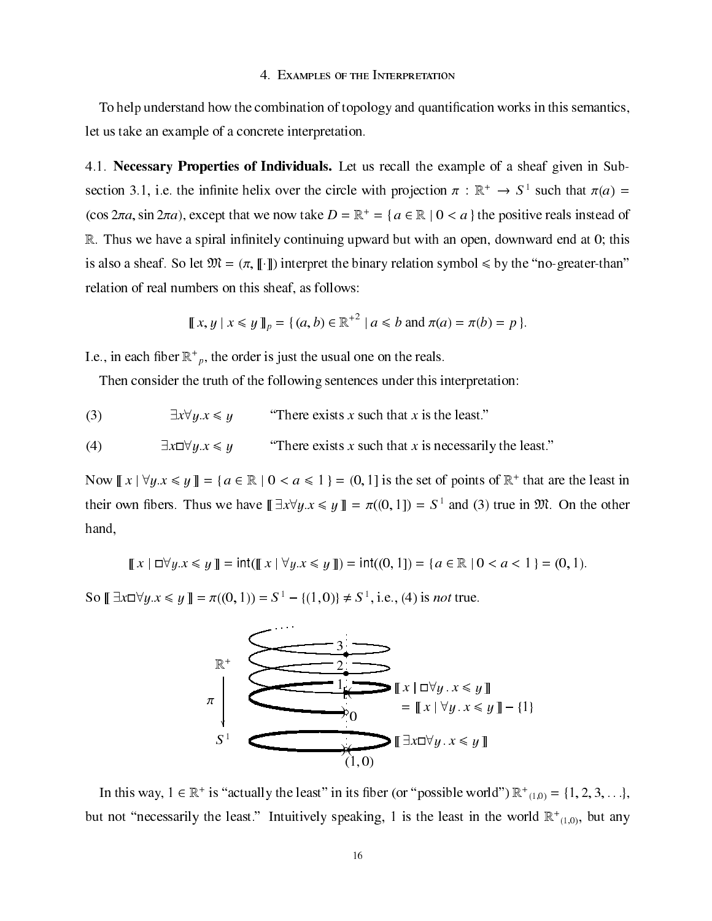## 4. Examples of the Interpretation

To help understand how the combination of topology and quantification works in this semantics, let us take an example of a concrete interpretation.

4.1. **Necessary Properties of Individuals.** Let us recall the example of a sheaf given in Subsection 3.1, i.e. the infinite helix over the circle with projection $\pi : \mathbb{R}^+ \to S^1$ such that $\pi(a) = (\cos 2\pi a, \sin 2\pi a)$, except that we now take $D = \mathbb{R}^+ = \{ a \in \mathbb{R} \mid 0 < a \}$ the positive reals instead of $\mathbb{R}$. Thus we have a spiral infinitely continuing upward but with an open, downward end at 0; this is also a sheaf. So let $\mathfrak{M} = (\pi, [\![\cdot]\!])$ interpret the binary relation symbol $\leqslant$ by the "no-greater-than" relation of real numbers on this sheaf, as follows:

$$[\![ x, y \mid x \leqslant y ]\!]_p = \{ (a, b) \in \mathbb{R}^{+2} \mid a \leqslant b \text{ and } \pi(a) = \pi(b) = p \}.$$

I.e., in each fiber $\mathbb{R}^+{}_p$, the order is just the usual one on the reals.

Then consider the truth of the following sentences under this interpretation:

(3) $\exists x \forall y . x \leqslant y$ "There exists $x$ such that $x$ is the least."

(4) $\exists x \Box \forall y . x \leqslant y$ "There exists $x$ such that $x$ is necessarily the least."

Now $[\![ x \mid \forall y . x \leqslant y ]\!] = \{ a \in \mathbb{R} \mid 0 < a \leqslant 1 \} = (0, 1]$ is the set of points of $\mathbb{R}^+$ that are the least in their own fibers. Thus we have $[\![ \exists x \forall y . x \leqslant y ]\!] = \pi((0, 1]) = S^1$ and (3) true in $\mathfrak{M}$. On the other hand,

$$[\![ x \mid \Box \forall y . x \leqslant y ]\!] = \mathsf{int}([\![ x \mid \forall y . x \leqslant y ]\!]) = \mathsf{int}((0, 1]) = \{ a \in \mathbb{R} \mid 0 < a < 1 \} = (0, 1).$$

So $[\![ \exists x \Box \forall y . x \leqslant y ]\!] = \pi((0, 1)) = S^1 - \{(1, 0)\} \neq S^1$, i.e., (4) is *not* true.

In this way, $1 \in \mathbb{R}^+$ is "actually the least" in its fiber (or "possible world") $\mathbb{R}^+{}_{(1,0)} = \{1, 2, 3, \ldots\}$, but not "necessarily the least." Intuitively speaking, 1 is the least in the world $\mathbb{R}^+{}_{(1,0)}$, but any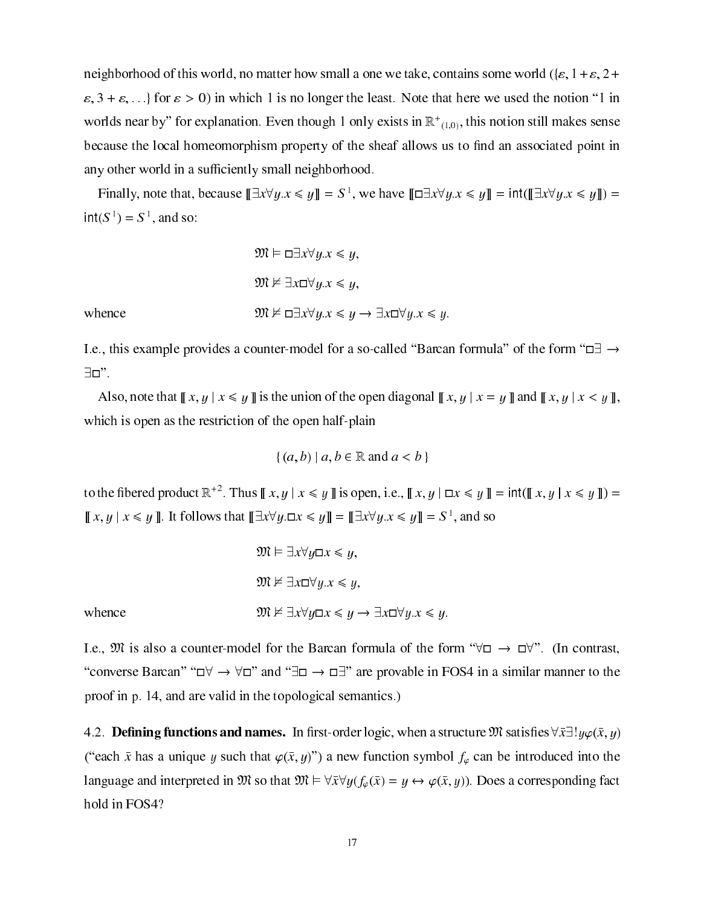neighborhood of this world, no matter how small a one we take, contains some world ($\{\varepsilon, 1+\varepsilon, 2+\varepsilon, 3+\varepsilon, \ldots\}$ for $\varepsilon > 0$) in which 1 is no longer the least. Note that here we used the notion "1 in worlds near by" for explanation. Even though 1 only exists in $\mathbb{R}^+{}_{(1,0)}$, this notion still makes sense because the local homeomorphism property of the sheaf allows us to find an associated point in any other world in a sufficiently small neighborhood.

Finally, note that, because $[\![\exists x \forall y. x \leqslant y]\!] = S^1$, we have $[\![\Box \exists x \forall y. x \leqslant y]\!] = \mathsf{int}([\![\exists x \forall y. x \leqslant y]\!]) = \mathsf{int}(S^1) = S^1$, and so:

$$\mathfrak{M} \models \Box \exists x \forall y. x \leqslant y,$$

$$\mathfrak{M} \not\models \exists x \Box \forall y. x \leqslant y,$$

whence

$$\mathfrak{M} \not\models \Box \exists x \forall y. x \leqslant y \to \exists x \Box \forall y. x \leqslant y.$$

I.e., this example provides a counter-model for a so-called "Barcan formula" of the form "$\Box\exists \to \exists\Box$".

Also, note that $[\![\, x, y \mid x \leqslant y \,]\!]$ is the union of the open diagonal $[\![\, x, y \mid x = y \,]\!]$ and $[\![\, x, y \mid x < y \,]\!]$, which is open as the restriction of the open half-plain

$$\{\, (a, b) \mid a, b \in \mathbb{R} \text{ and } a < b \,\}$$

to the fibered product $\mathbb{R}^{+2}$. Thus $[\![\, x, y \mid x \leqslant y \,]\!]$ is open, i.e., $[\![\, x, y \mid \Box x \leqslant y \,]\!] = \mathsf{int}([\![\, x, y \mid x \leqslant y \,]\!]) = [\![\, x, y \mid x \leqslant y \,]\!]$. It follows that $[\![\exists x \forall y. \Box x \leqslant y]\!] = [\![\exists x \forall y. x \leqslant y]\!] = S^1$, and so

$$\mathfrak{M} \models \exists x \forall y \Box x \leqslant y,$$

$$\mathfrak{M} \not\models \exists x \Box \forall y. x \leqslant y,$$

whence

$$\mathfrak{M} \not\models \exists x \forall y \Box x \leqslant y \to \exists x \Box \forall y. x \leqslant y.$$

I.e., $\mathfrak{M}$ is also a counter-model for the Barcan formula of the form "$\forall\Box \to \Box\forall$". (In contrast, "converse Barcan" "$\Box\forall \to \forall\Box$" and "$\exists\Box \to \Box\exists$" are provable in FOS4 in a similar manner to the proof in p. 14, and are valid in the topological semantics.)

4.2. **Defining functions and names.** In first-order logic, when a structure $\mathfrak{M}$ satisfies $\forall \bar{x} \exists! y \varphi(\bar{x}, y)$ ("each $\bar{x}$ has a unique $y$ such that $\varphi(\bar{x}, y)$") a new function symbol $f_\varphi$ can be introduced into the language and interpreted in $\mathfrak{M}$ so that $\mathfrak{M} \models \forall \bar{x} \forall y (f_\varphi(\bar{x}) = y \leftrightarrow \varphi(\bar{x}, y))$. Does a corresponding fact hold in FOS4?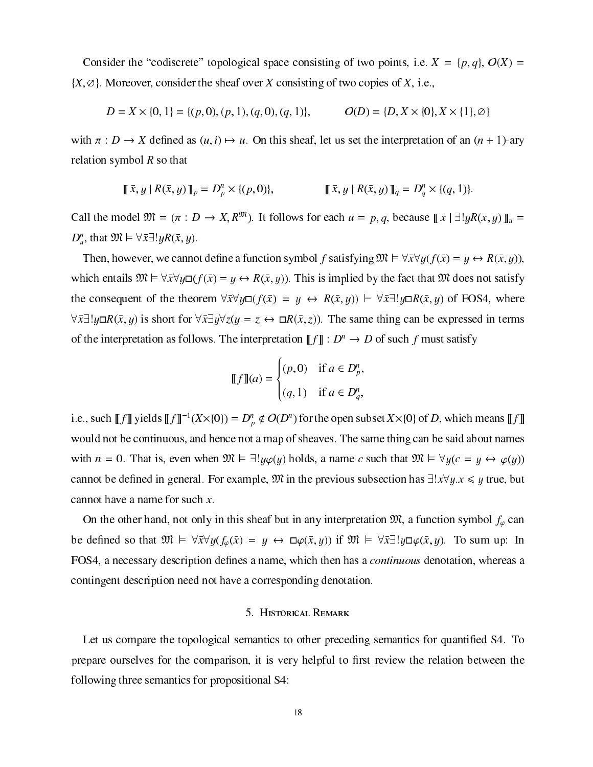Consider the "codiscrete" topological space consisting of two points, i.e. $X = \{p, q\}$, $O(X) = \{X, \varnothing\}$. Moreover, consider the sheaf over $X$ consisting of two copies of $X$, i.e.,

$$D = X \times \{0, 1\} = \{(p, 0), (p, 1), (q, 0), (q, 1)\}, \qquad O(D) = \{D, X \times \{0\}, X \times \{1\}, \varnothing\}$$

with $\pi : D \to X$ defined as $(u, i) \mapsto u$. On this sheaf, let us set the interpretation of an $(n + 1)$-ary relation symbol $R$ so that

$$[\![\, \bar{x}, y \mid R(\bar{x}, y) \,]\!]_p = D^n_p \times \{(p, 0)\}, \qquad [\![\, \bar{x}, y \mid R(\bar{x}, y) \,]\!]_q = D^n_q \times \{(q, 1)\}.$$

Call the model $\mathfrak{M} = (\pi : D \to X, R^{\mathfrak{M}})$. It follows for each $u = p, q$, because $[\![\, \bar{x} \mid \exists! y R(\bar{x}, y) \,]\!]_u = D^n_u$, that $\mathfrak{M} \vDash \forall \bar{x} \exists! y R(\bar{x}, y)$.

Then, however, we cannot define a function symbol $f$ satisfying $\mathfrak{M} \vDash \forall \bar{x} \forall y (f(\bar{x}) = y \leftrightarrow R(\bar{x}, y))$, which entails $\mathfrak{M} \vDash \forall \bar{x} \forall y \Box (f(\bar{x}) = y \leftrightarrow R(\bar{x}, y))$. This is implied by the fact that $\mathfrak{M}$ does not satisfy the consequent of the theorem $\forall \bar{x} \forall y \Box (f(\bar{x}) = y \leftrightarrow R(\bar{x}, y)) \vdash \forall \bar{x} \exists! y \Box R(\bar{x}, y)$ of FOS4, where $\forall \bar{x} \exists! y \Box R(\bar{x}, y)$ is short for $\forall \bar{x} \exists y \forall z (y = z \leftrightarrow \Box R(\bar{x}, z))$. The same thing can be expressed in terms of the interpretation as follows. The interpretation $[\![ f ]\!] : D^n \to D$ of such $f$ must satisfy

$$[\![ f ]\!](a) = \begin{cases} (p, 0) & \text{if } a \in D^n_p, \\ (q, 1) & \text{if } a \in D^n_q, \end{cases}$$

i.e., such $[\![ f ]\!]$ yields $[\![ f ]\!]^{-1}(X \times \{0\}) = D^n_p \notin O(D^n)$ for the open subset $X \times \{0\}$ of $D$, which means $[\![ f ]\!]$ would not be continuous, and hence not a map of sheaves. The same thing can be said about names with $n = 0$. That is, even when $\mathfrak{M} \vDash \exists! y \varphi(y)$ holds, a name $c$ such that $\mathfrak{M} \vDash \forall y (c = y \leftrightarrow \varphi(y))$ cannot be defined in general. For example, $\mathfrak{M}$ in the previous subsection has $\exists! x \forall y . x \leqslant y$ true, but cannot have a name for such $x$.

On the other hand, not only in this sheaf but in any interpretation $\mathfrak{M}$, a function symbol $f_\varphi$ can be defined so that $\mathfrak{M} \vDash \forall \bar{x} \forall y (f_\varphi(\bar{x}) = y \leftrightarrow \Box \varphi(\bar{x}, y))$ if $\mathfrak{M} \vDash \forall \bar{x} \exists! y \Box \varphi(\bar{x}, y)$. To sum up: In FOS4, a necessary description defines a name, which then has a *continuous* denotation, whereas a contingent description need not have a corresponding denotation.

## 5. Historical Remark

Let us compare the topological semantics to other preceding semantics for quantified S4. To prepare ourselves for the comparison, it is very helpful to first review the relation between the following three semantics for propositional S4: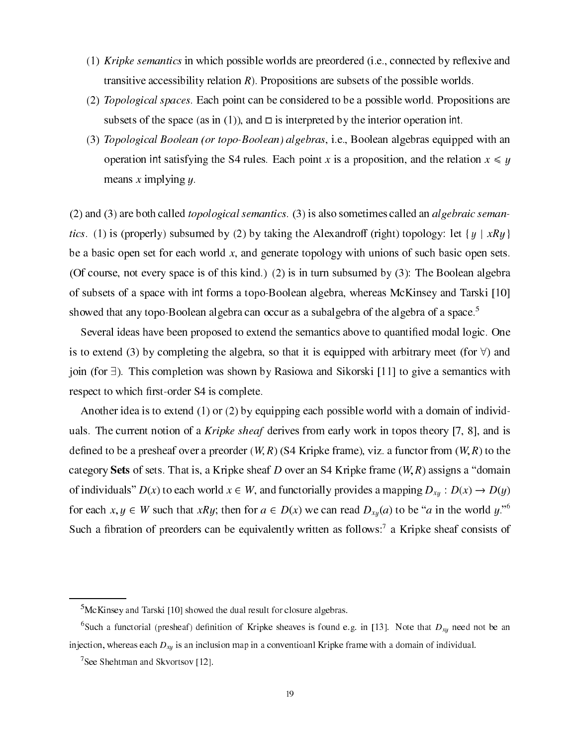(1) *Kripke semantics* in which possible worlds are preordered (i.e., connected by reflexive and transitive accessibility relation $R$). Propositions are subsets of the possible worlds.

(2) *Topological spaces.* Each point can be considered to be a possible world. Propositions are subsets of the space (as in (1)), and $\Box$ is interpreted by the interior operation $\mathsf{int}$.

(3) *Topological Boolean (or topo-Boolean) algebras*, i.e., Boolean algebras equipped with an operation $\mathsf{int}$ satisfying the S4 rules. Each point $x$ is a proposition, and the relation $x \leqslant y$ means $x$ implying $y$.

(2) and (3) are both called *topological semantics.* (3) is also sometimes called an *algebraic semantics*. (1) is (properly) subsumed by (2) by taking the Alexandroff (right) topology: let $\{ y \mid xRy \}$ be a basic open set for each world $x$, and generate topology with unions of such basic open sets. (Of course, not every space is of this kind.) (2) is in turn subsumed by (3): The Boolean algebra of subsets of a space with $\mathsf{int}$ forms a topo-Boolean algebra, whereas McKinsey and Tarski [10] showed that any topo-Boolean algebra can occur as a subalgebra of the algebra of a space.[5]

Several ideas have been proposed to extend the semantics above to quantified modal logic. One is to extend (3) by completing the algebra, so that it is equipped with arbitrary meet (for $\forall$) and join (for $\exists$). This completion was shown by Rasiowa and Sikorski [11] to give a semantics with respect to which first-order S4 is complete.

Another idea is to extend (1) or (2) by equipping each possible world with a domain of individuals. The current notion of a *Kripke sheaf* derives from early work in topos theory [7, 8], and is defined to be a presheaf over a preorder $(W, R)$ (S4 Kripke frame), viz. a functor from $(W, R)$ to the category **Sets** of sets. That is, a Kripke sheaf $D$ over an S4 Kripke frame $(W, R)$ assigns a "domain of individuals" $D(x)$ to each world $x \in W$, and functorially provides a mapping $D_{xy} : D(x) \to D(y)$ for each $x, y \in W$ such that $xRy$; then for $a \in D(x)$ we can read $D_{xy}(a)$ to be "$a$ in the world $y$."[6] Such a fibration of preorders can be equivalently written as follows:[7] a Kripke sheaf consists of

---

[5] McKinsey and Tarski [10] showed the dual result for closure algebras.

[6] Such a functorial (presheaf) definition of Kripke sheaves is found e.g. in [13]. Note that $D_{xy}$ need not be an injection, whereas each $D_{xy}$ is an inclusion map in a conventioanl Kripke frame with a domain of individual.

[7] See Shehtman and Skvortsov [12].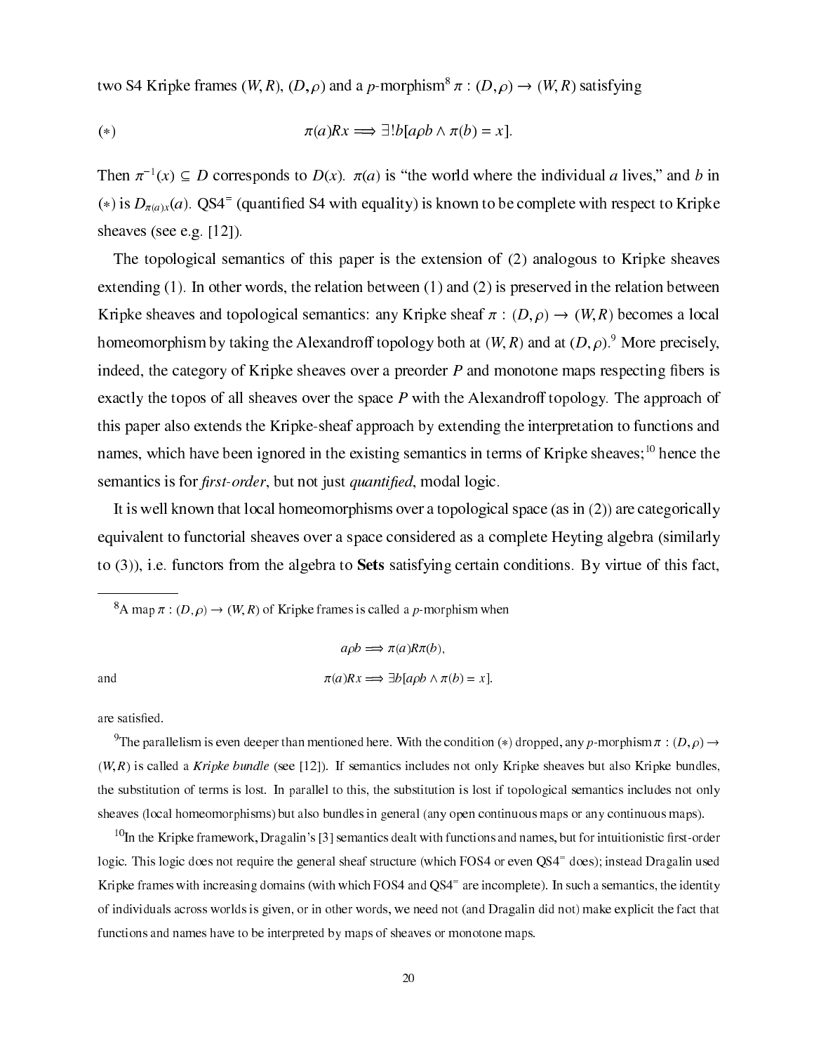two S4 Kripke frames $(W, R)$, $(D, \rho)$ and a $p$-morphism[8] $\pi : (D, \rho) \to (W, R)$ satisfying

$$(*) \qquad \pi(a)Rx \Longrightarrow \exists! b[a\rho b \wedge \pi(b) = x].$$

Then $\pi^{-1}(x) \subseteq D$ corresponds to $D(x)$. $\pi(a)$ is "the world where the individual $a$ lives," and $b$ in $(*)$ is $D_{\pi(a)x}(a)$. QS4$^=$ (quantified S4 with equality) is known to be complete with respect to Kripke sheaves (see e.g. [12]).

The topological semantics of this paper is the extension of (2) analogous to Kripke sheaves extending (1). In other words, the relation between (1) and (2) is preserved in the relation between Kripke sheaves and topological semantics: any Kripke sheaf $\pi : (D, \rho) \to (W, R)$ becomes a local homeomorphism by taking the Alexandroff topology both at $(W, R)$ and at $(D, \rho)$.[9] More precisely, indeed, the category of Kripke sheaves over a preorder $P$ and monotone maps respecting fibers is exactly the topos of all sheaves over the space $P$ with the Alexandroff topology. The approach of this paper also extends the Kripke-sheaf approach by extending the interpretation to functions and names, which have been ignored in the existing semantics in terms of Kripke sheaves;[10] hence the semantics is for *first-order*, but not just *quantified*, modal logic.

It is well known that local homeomorphisms over a topological space (as in (2)) are categorically equivalent to functorial sheaves over a space considered as a complete Heyting algebra (similarly to (3)), i.e. functors from the algebra to **Sets** satisfying certain conditions. By virtue of this fact,

---

[8] A map $\pi : (D, \rho) \to (W, R)$ of Kripke frames is called a $p$-morphism when

$$a\rho b \Longrightarrow \pi(a)R\pi(b),$$

and

$$\pi(a)Rx \Longrightarrow \exists b[a\rho b \wedge \pi(b) = x].$$

are satisfied.

[9] The parallelism is even deeper than mentioned here. With the condition $(*)$ dropped, any $p$-morphism $\pi : (D, \rho) \to (W, R)$ is called a *Kripke bundle* (see [12]). If semantics includes not only Kripke sheaves but also Kripke bundles, the substitution of terms is lost. In parallel to this, the substitution is lost if topological semantics includes not only sheaves (local homeomorphisms) but also bundles in general (any open continuous maps or any continuous maps).

[10] In the Kripke framework, Dragalin's [3] semantics dealt with functions and names, but for intuitionistic first-order logic. This logic does not require the general sheaf structure (which FOS4 or even QS4$^=$ does); instead Dragalin used Kripke frames with increasing domains (with which FOS4 and QS4$^=$ are incomplete). In such a semantics, the identity of individuals across worlds is given, or in other words, we need not (and Dragalin did not) make explicit the fact that functions and names have to be interpreted by maps of sheaves or monotone maps.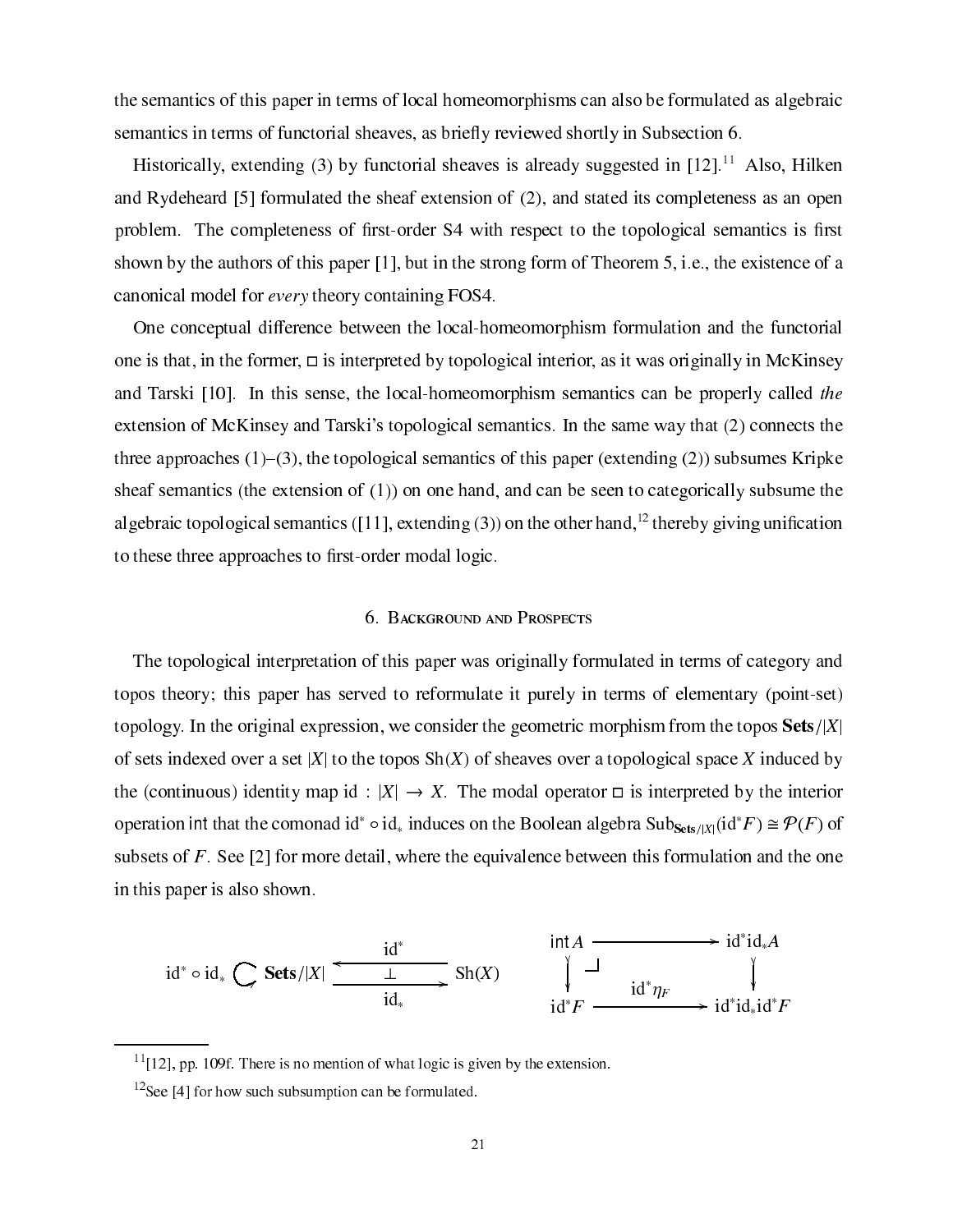the semantics of this paper in terms of local homeomorphisms can also be formulated as algebraic semantics in terms of functorial sheaves, as briefly reviewed shortly in Subsection 6.

Historically, extending (3) by functorial sheaves is already suggested in [12].[11] Also, Hilken and Rydeheard [5] formulated the sheaf extension of (2), and stated its completeness as an open problem. The completeness of first-order S4 with respect to the topological semantics is first shown by the authors of this paper [1], but in the strong form of Theorem 5, i.e., the existence of a canonical model for *every* theory containing FOS4.

One conceptual difference between the local-homeomorphism formulation and the functorial one is that, in the former, $\Box$ is interpreted by topological interior, as it was originally in McKinsey and Tarski [10]. In this sense, the local-homeomorphism semantics can be properly called *the* extension of McKinsey and Tarski's topological semantics. In the same way that (2) connects the three approaches (1)–(3), the topological semantics of this paper (extending (2)) subsumes Kripke sheaf semantics (the extension of (1)) on one hand, and can be seen to categorically subsume the algebraic topological semantics ([11], extending (3)) on the other hand,[12] thereby giving unification to these three approaches to first-order modal logic.

## 6. Background and Prospects

The topological interpretation of this paper was originally formulated in terms of category and topos theory; this paper has served to reformulate it purely in terms of elementary (point-set) topology. In the original expression, we consider the geometric morphism from the topos $\mathbf{Sets}/|X|$ of sets indexed over a set $|X|$ to the topos $\mathrm{Sh}(X)$ of sheaves over a topological space $X$ induced by the (continuous) identity map $\mathrm{id} : |X| \to X$. The modal operator $\Box$ is interpreted by the interior operation $\mathsf{int}$ that the comonad $\mathrm{id}^* \circ \mathrm{id}_*$ induces on the Boolean algebra $\mathrm{Sub}_{\mathbf{Sets}/|X|}(\mathrm{id}^* F) \cong \mathcal{P}(F)$ of subsets of $F$. See [2] for more detail, where the equivalence between this formulation and the one in this paper is also shown.

$$\mathrm{id}^* \circ \mathrm{id}_* \circlearrowright \mathbf{Sets}/|X| \underset{\mathrm{id}_*}{\overset{\mathrm{id}^*}{\underset{\longrightarrow}{\overset{\longleftarrow}{\bot}}}} \mathrm{Sh}(X) \qquad \begin{array}{ccc} \mathsf{int}\,A & \longrightarrow & \mathrm{id}^*\mathrm{id}_* A \\ \downarrow & \lrcorner & \downarrow \\ \mathrm{id}^* F & \xrightarrow{\mathrm{id}^*\eta_F} & \mathrm{id}^*\mathrm{id}_*\mathrm{id}^* F \end{array}$$

[11] [12], pp. 109f. There is no mention of what logic is given by the extension.

[12] See [4] for how such subsumption can be formulated.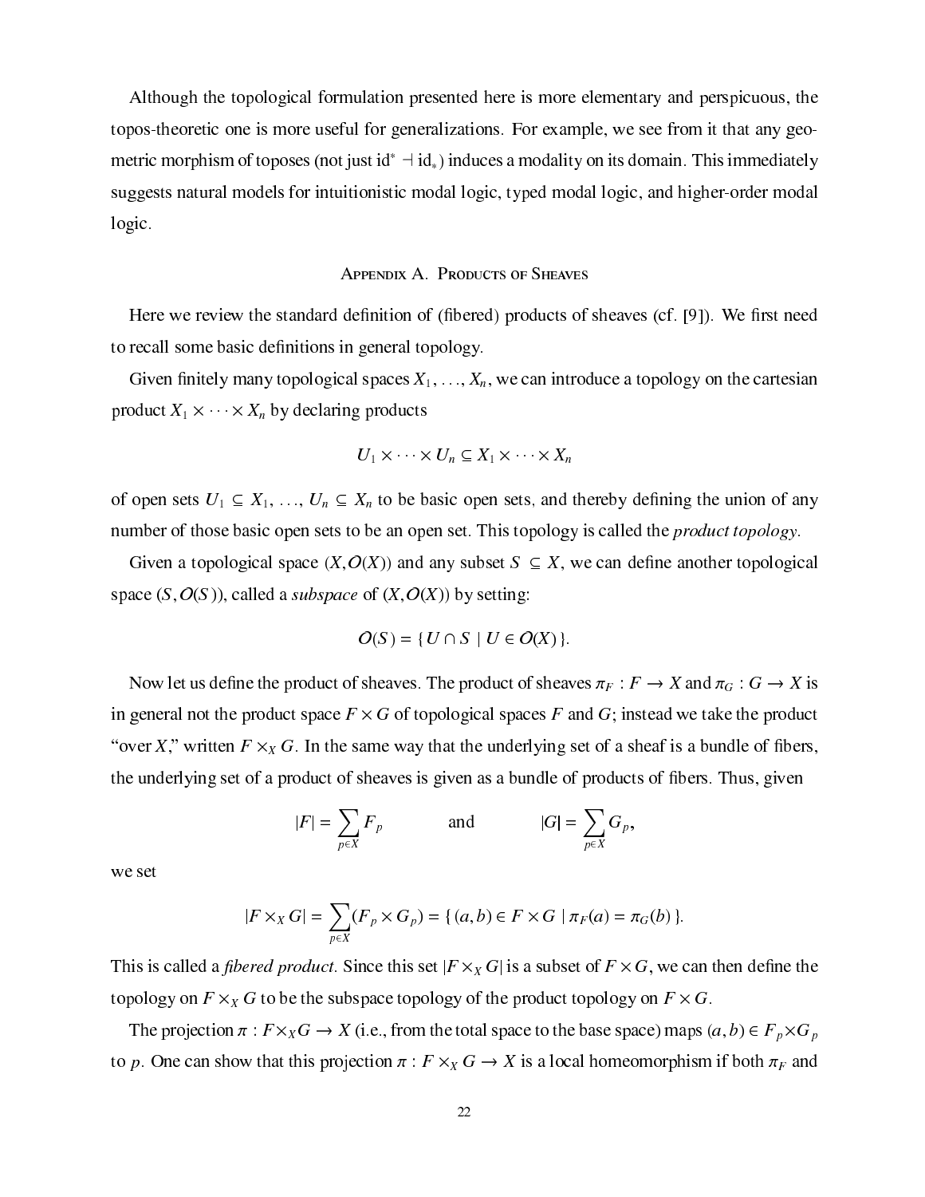Although the topological formulation presented here is more elementary and perspicuous, the topos-theoretic one is more useful for generalizations. For example, we see from it that any geometric morphism of toposes (not just $\mathrm{id}^* \dashv \mathrm{id}_*$) induces a modality on its domain. This immediately suggests natural models for intuitionistic modal logic, typed modal logic, and higher-order modal logic.

## Appendix A. Products of Sheaves

Here we review the standard definition of (fibered) products of sheaves (cf. [9]). We first need to recall some basic definitions in general topology.

Given finitely many topological spaces $X_1, \ldots, X_n$, we can introduce a topology on the cartesian product $X_1 \times \cdots \times X_n$ by declaring products

$$U_1 \times \cdots \times U_n \subseteq X_1 \times \cdots \times X_n$$

of open sets $U_1 \subseteq X_1, \ldots, U_n \subseteq X_n$ to be basic open sets, and thereby defining the union of any number of those basic open sets to be an open set. This topology is called the *product topology*.

Given a topological space $(X, O(X))$ and any subset $S \subseteq X$, we can define another topological space $(S, O(S))$, called a *subspace* of $(X, O(X))$ by setting:

$$O(S) = \{\, U \cap S \mid U \in O(X) \,\}.$$

Now let us define the product of sheaves. The product of sheaves $\pi_F : F \to X$ and $\pi_G : G \to X$ is in general not the product space $F \times G$ of topological spaces $F$ and $G$; instead we take the product "over $X$," written $F \times_X G$. In the same way that the underlying set of a sheaf is a bundle of fibers, the underlying set of a product of sheaves is given as a bundle of products of fibers. Thus, given

$$|F| = \sum_{p \in X} F_p \qquad\qquad \text{and} \qquad\qquad |G| = \sum_{p \in X} G_p,$$

we set

$$|F \times_X G| = \sum_{p \in X} (F_p \times G_p) = \{\, (a, b) \in F \times G \mid \pi_F(a) = \pi_G(b) \,\}.$$

This is called a *fibered product*. Since this set $|F \times_X G|$ is a subset of $F \times G$, we can then define the topology on $F \times_X G$ to be the subspace topology of the product topology on $F \times G$.

The projection $\pi : F \times_X G \to X$ (i.e., from the total space to the base space) maps $(a, b) \in F_p \times G_p$ to $p$. One can show that this projection $\pi : F \times_X G \to X$ is a local homeomorphism if both $\pi_F$ and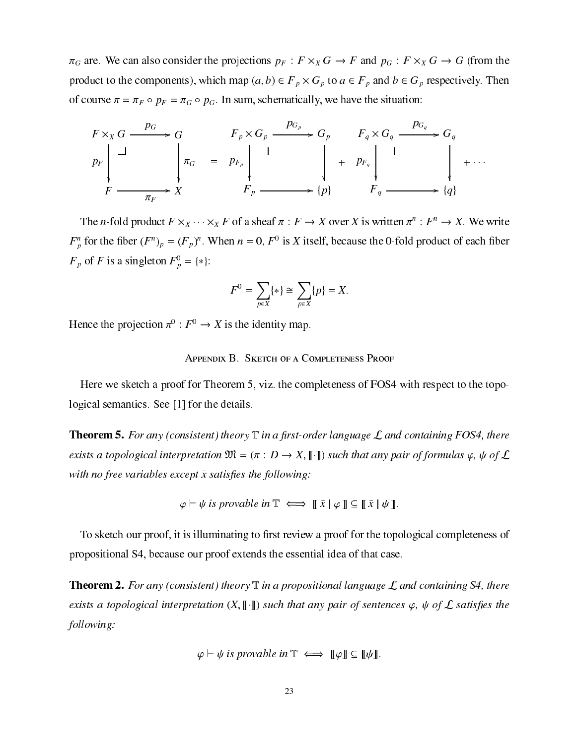$\pi_G$ are. We can also consider the projections $p_F : F \times_X G \to F$ and $p_G : F \times_X G \to G$ (from the product to the components), which map $(a, b) \in F_p \times G_p$ to $a \in F_p$ and $b \in G_p$ respectively. Then of course $\pi = \pi_F \circ p_F = \pi_G \circ p_G$. In sum, schematically, we have the situation:

$$
\begin{array}{ccc}
F \times_X G & \xrightarrow{p_G} & G \\
{\scriptstyle p_F}\downarrow \lrcorner & & \downarrow{\scriptstyle \pi_G} \\
F & \xrightarrow[\pi_F]{} & X
\end{array}
\quad = \quad
\begin{array}{ccc}
F_p \times G_p & \xrightarrow{p_{G_p}} & G_p \\
{\scriptstyle p_{F_p}}\downarrow \lrcorner & & \downarrow \\
F_p & \longrightarrow & \{p\}
\end{array}
\quad + \quad
\begin{array}{ccc}
F_q \times G_q & \xrightarrow{p_{G_q}} & G_q \\
{\scriptstyle p_{F_q}}\downarrow \lrcorner & & \downarrow \\
F_q & \longrightarrow & \{q\}
\end{array}
\quad + \cdots
$$

The $n$-fold product $F \times_X \cdots \times_X F$ of a sheaf $\pi : F \to X$ over $X$ is written $\pi^n : F^n \to X$. We write $F^n_p$ for the fiber $(F^n)_p = (F_p)^n$. When $n = 0$, $F^0$ is $X$ itself, because the 0-fold product of each fiber $F_p$ of $F$ is a singleton $F^0_p = \{*\}$:

$$F^0 = \sum_{p \in X} \{*\} \cong \sum_{p \in X} \{p\} = X.$$

Hence the projection $\pi^0 : F^0 \to X$ is the identity map.

## Appendix B. Sketch of a Completeness Proof

Here we sketch a proof for Theorem 5, viz. the completeness of FOS4 with respect to the topological semantics. See [1] for the details.

**Theorem 5.** *For any (consistent) theory $\mathbb{T}$ in a first-order language $\mathcal{L}$ and containing FOS4, there exists a topological interpretation $\mathfrak{M} = (\pi : D \to X, [\![\cdot]\!])$ such that any pair of formulas $\varphi$, $\psi$ of $\mathcal{L}$ with no free variables except $\bar{x}$ satisfies the following:*

$$\varphi \vdash \psi \textit{ is provable in } \mathbb{T} \iff [\![\, \bar{x} \mid \varphi \,]\!] \subseteq [\![\, \bar{x} \mid \psi \,]\!].$$

To sketch our proof, it is illuminating to first review a proof for the topological completeness of propositional S4, because our proof extends the essential idea of that case.

**Theorem 2.** *For any (consistent) theory $\mathbb{T}$ in a propositional language $\mathcal{L}$ and containing S4, there exists a topological interpretation $(X, [\![\cdot]\!])$ such that any pair of sentences $\varphi$, $\psi$ of $\mathcal{L}$ satisfies the following:*

$$\varphi \vdash \psi \textit{ is provable in } \mathbb{T} \iff [\![\varphi]\!] \subseteq [\![\psi]\!].$$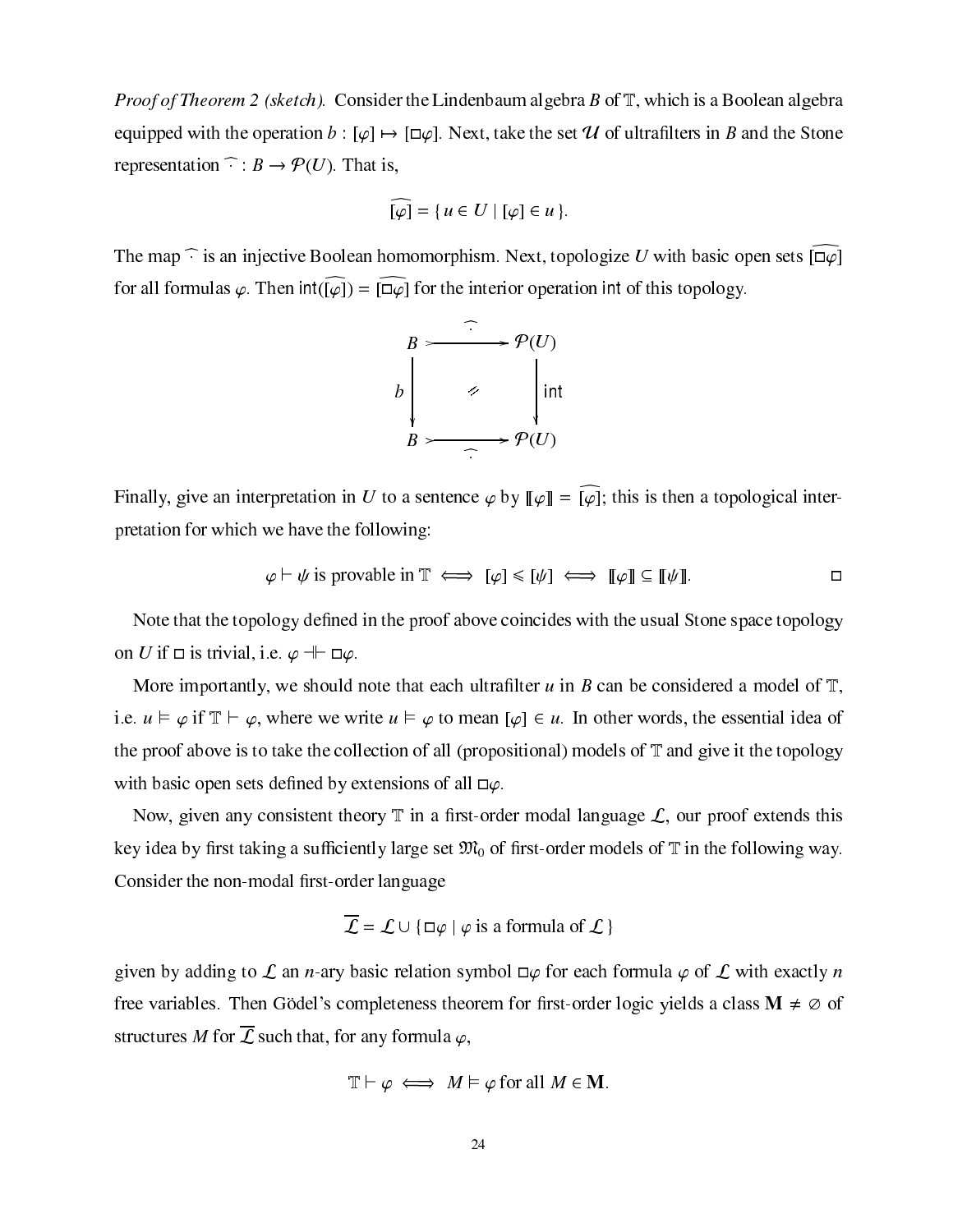*Proof of Theorem 2 (sketch).* Consider the Lindenbaum algebra $B$ of $\mathbb{T}$, which is a Boolean algebra equipped with the operation $b : [\varphi] \mapsto [\Box\varphi]$. Next, take the set $\mathcal{U}$ of ultrafilters in $B$ and the Stone representation $\widehat{\cdot} : B \to \mathcal{P}(U)$. That is,

$$\widehat{[\varphi]} = \{ u \in U \mid [\varphi] \in u \}.$$

The map $\widehat{\cdot}$ is an injective Boolean homomorphism. Next, topologize $U$ with basic open sets $\widehat{[\Box\varphi]}$ for all formulas $\varphi$. Then $\mathsf{int}(\widehat{[\varphi]}) = \widehat{[\Box\varphi]}$ for the interior operation $\mathsf{int}$ of this topology.

$$\begin{array}{ccc} B & \xrightarrow{\ \widehat{\cdot}\ } & \mathcal{P}(U) \\ {\scriptstyle b}\downarrow & \circlearrowleft & \downarrow{\scriptstyle \mathsf{int}} \\ B & \xrightarrow[\ \widehat{\cdot}\ ]{} & \mathcal{P}(U) \end{array}$$

Finally, give an interpretation in $U$ to a sentence $\varphi$ by $[\![\varphi]\!] = \widehat{[\varphi]}$; this is then a topological interpretation for which we have the following:

$$\varphi \vdash \psi \text{ is provable in } \mathbb{T} \iff [\varphi] \leqslant [\psi] \iff [\![\varphi]\!] \subseteq [\![\psi]\!]. \qquad \square$$

Note that the topology defined in the proof above coincides with the usual Stone space topology on $U$ if $\Box$ is trivial, i.e. $\varphi \dashv\vdash \Box\varphi$.

More importantly, we should note that each ultrafilter $u$ in $B$ can be considered a model of $\mathbb{T}$, i.e. $u \vDash \varphi$ if $\mathbb{T} \vdash \varphi$, where we write $u \vDash \varphi$ to mean $[\varphi] \in u$. In other words, the essential idea of the proof above is to take the collection of all (propositional) models of $\mathbb{T}$ and give it the topology with basic open sets defined by extensions of all $\Box\varphi$.

Now, given any consistent theory $\mathbb{T}$ in a first-order modal language $\mathcal{L}$, our proof extends this key idea by first taking a sufficiently large set $\mathfrak{M}_0$ of first-order models of $\mathbb{T}$ in the following way. Consider the non-modal first-order language

$$\overline{\mathcal{L}} = \mathcal{L} \cup \{ \Box\varphi \mid \varphi \text{ is a formula of } \mathcal{L} \}$$

given by adding to $\mathcal{L}$ an $n$-ary basic relation symbol $\Box\varphi$ for each formula $\varphi$ of $\mathcal{L}$ with exactly $n$ free variables. Then Gödel's completeness theorem for first-order logic yields a class $\mathbf{M} \neq \varnothing$ of structures $M$ for $\overline{\mathcal{L}}$ such that, for any formula $\varphi$,

$$\mathbb{T} \vdash \varphi \iff M \vDash \varphi \text{ for all } M \in \mathbf{M}.$$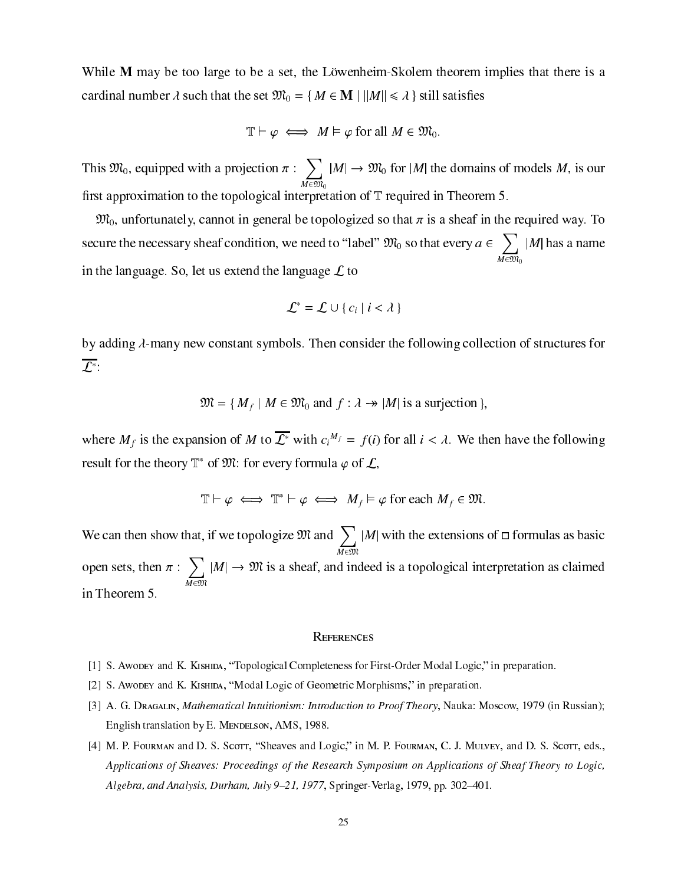While **M** may be too large to be a set, the Löwenheim-Skolem theorem implies that there is a cardinal number $\lambda$ such that the set $\mathfrak{M}_0 = \{ M \in \mathbf{M} \mid ||M|| \leqslant \lambda \}$ still satisfies

$$\mathbb{T} \vdash \varphi \iff M \vDash \varphi \text{ for all } M \in \mathfrak{M}_0.$$

This $\mathfrak{M}_0$, equipped with a projection $\pi : \sum_{M \in \mathfrak{M}_0} |M| \to \mathfrak{M}_0$ for $|M|$ the domains of models $M$, is our first approximation to the topological interpretation of $\mathbb{T}$ required in Theorem 5.

$\mathfrak{M}_0$, unfortunately, cannot in general be topologized so that $\pi$ is a sheaf in the required way. To secure the necessary sheaf condition, we need to "label" $\mathfrak{M}_0$ so that every $a \in \sum_{M \in \mathfrak{M}_0} |M|$ has a name in the language. So, let us extend the language $\mathcal{L}$ to

$$\mathcal{L}^* = \mathcal{L} \cup \{ c_i \mid i < \lambda \}$$

by adding $\lambda$-many new constant symbols. Then consider the following collection of structures for $\overline{\mathcal{L}^*}$:

$$\mathfrak{M} = \{ M_f \mid M \in \mathfrak{M}_0 \text{ and } f : \lambda \twoheadrightarrow |M| \text{ is a surjection} \},$$

where $M_f$ is the expansion of $M$ to $\overline{\mathcal{L}^*}$ with $c_i^{M_f} = f(i)$ for all $i < \lambda$. We then have the following result for the theory $\mathbb{T}^*$ of $\mathfrak{M}$: for every formula $\varphi$ of $\mathcal{L}$,

$$\mathbb{T} \vdash \varphi \iff \mathbb{T}^* \vdash \varphi \iff M_f \vDash \varphi \text{ for each } M_f \in \mathfrak{M}.$$

We can then show that, if we topologize $\mathfrak{M}$ and $\sum_{M \in \mathfrak{M}} |M|$ with the extensions of $\Box$ formulas as basic open sets, then $\pi : \sum_{M \in \mathfrak{M}} |M| \to \mathfrak{M}$ is a sheaf, and indeed is a topological interpretation as claimed in Theorem 5.

## References

[1] S. Awodey and K. Kishida, "Topological Completeness for First-Order Modal Logic," in preparation.

[2] S. Awodey and K. Kishida, "Modal Logic of Geometric Morphisms," in preparation.

[3] A. G. Dragalin, *Mathematical Intuitionism: Introduction to Proof Theory*, Nauka: Moscow, 1979 (in Russian); English translation by E. Mendelson, AMS, 1988.

[4] M. P. Fourman and D. S. Scott, "Sheaves and Logic," in M. P. Fourman, C. J. Mulvey, and D. S. Scott, eds., *Applications of Sheaves: Proceedings of the Research Symposium on Applications of Sheaf Theory to Logic, Algebra, and Analysis, Durham, July 9–21, 1977*, Springer-Verlag, 1979, pp. 302–401.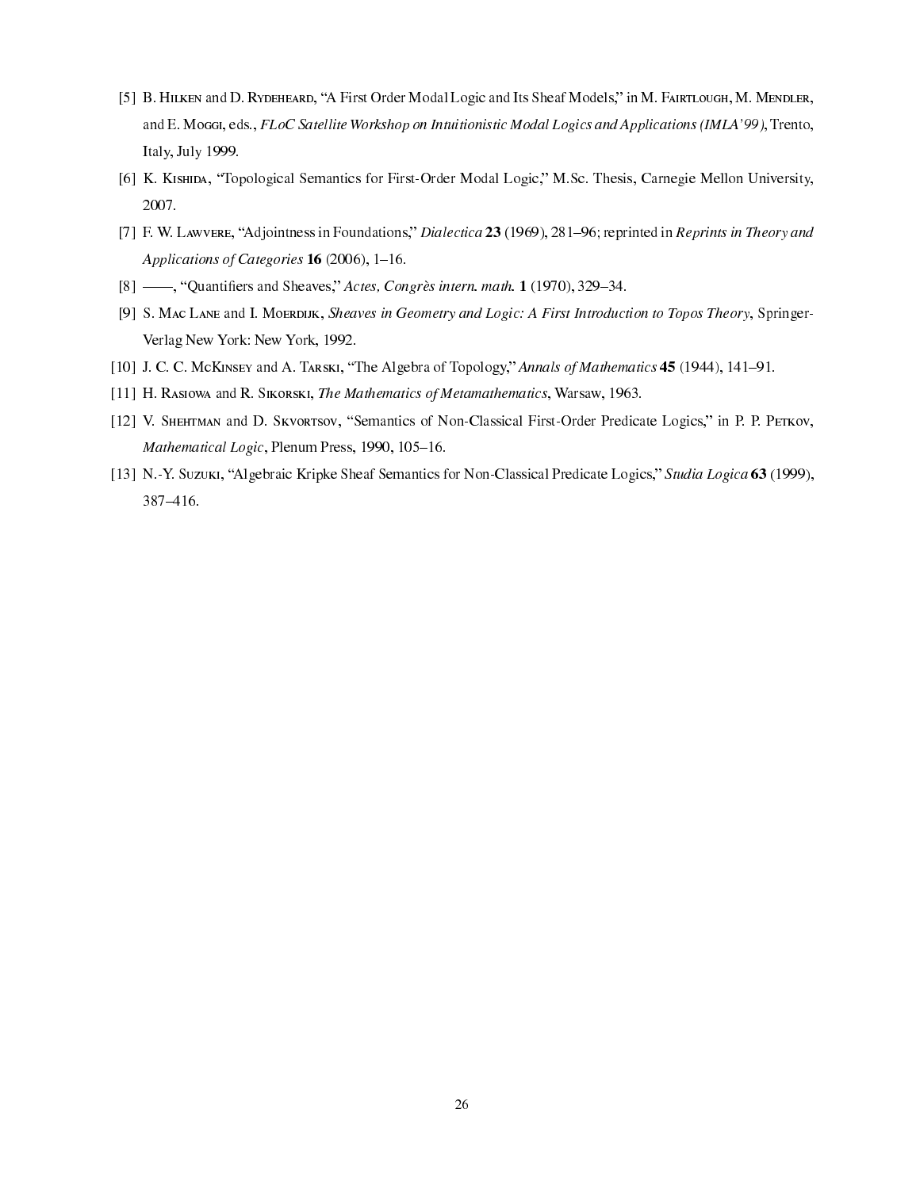[5] B. Hilken and D. Rydeheard, "A First Order Modal Logic and Its Sheaf Models," in M. Fairtlough, M. Mendler, and E. Moggi, eds., *FLoC Satellite Workshop on Intuitionistic Modal Logics and Applications (IMLA'99)*, Trento, Italy, July 1999.

[6] K. Kishida, "Topological Semantics for First-Order Modal Logic," M.Sc. Thesis, Carnegie Mellon University, 2007.

[7] F. W. Lawvere, "Adjointness in Foundations," *Dialectica* **23** (1969), 281–96; reprinted in *Reprints in Theory and Applications of Categories* **16** (2006), 1–16.

[8] ——, "Quantifiers and Sheaves," *Actes, Congrès intern. math.* **1** (1970), 329–34.

[9] S. Mac Lane and I. Moerdijk, *Sheaves in Geometry and Logic: A First Introduction to Topos Theory*, Springer-Verlag New York: New York, 1992.

[10] J. C. C. McKinsey and A. Tarski, "The Algebra of Topology," *Annals of Mathematics* **45** (1944), 141–91.

[11] H. Rasiowa and R. Sikorski, *The Mathematics of Metamathematics*, Warsaw, 1963.

[12] V. Shehtman and D. Skvortsov, "Semantics of Non-Classical First-Order Predicate Logics," in P. P. Petkov, *Mathematical Logic*, Plenum Press, 1990, 105–16.

[13] N.-Y. Suzuki, "Algebraic Kripke Sheaf Semantics for Non-Classical Predicate Logics," *Studia Logica* **63** (1999), 387–416.